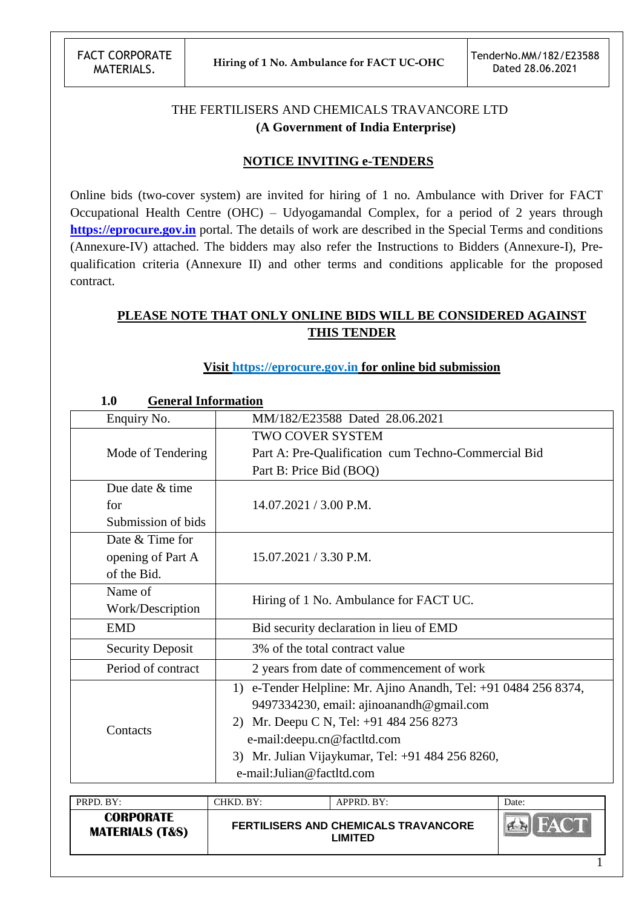THE FERTILISERS AND CHEMICALS TRAVANCORE LTD
**(A Government of India Enterprise)**

## NOTICE INVITING e-TENDERS

Online bids (two-cover system) are invited for hiring of 1 no. Ambulance with Driver for FACT Occupational Health Centre (OHC) – Udyogamandal Complex, for a period of 2 years through **https://eprocure.gov.in** portal. The details of work are described in the Special Terms and conditions (Annexure-IV) attached. The bidders may also refer the Instructions to Bidders (Annexure-I), Pre-qualification criteria (Annexure II) and other terms and conditions applicable for the proposed contract.

**PLEASE NOTE THAT ONLY ONLINE BIDS WILL BE CONSIDERED AGAINST THIS TENDER**

**Visit https://eprocure.gov.in for online bid submission**

### 1.0 General Information

| | |
|---|---|
| Enquiry No. | MM/182/E23588 Dated 28.06.2021 |
| Mode of Tendering | TWO COVER SYSTEM<br>Part A: Pre-Qualification cum Techno-Commercial Bid<br>Part B: Price Bid (BOQ) |
| Due date & time for Submission of bids | 14.07.2021 / 3.00 P.M. |
| Date & Time for opening of Part A of the Bid. | 15.07.2021 / 3.30 P.M. |
| Name of Work/Description | Hiring of 1 No. Ambulance for FACT UC. |
| EMD | Bid security declaration in lieu of EMD |
| Security Deposit | 3% of the total contract value |
| Period of contract | 2 years from date of commencement of work |
| Contacts | 1) e-Tender Helpline: Mr. Ajino Anandh, Tel: +91 0484 256 8374, 9497334230, email: ajinoanandh@gmail.com<br>2) Mr. Deepu C N, Tel: +91 484 256 8273 e-mail:deepu.cn@factltd.com<br>3) Mr. Julian Vijaykumar, Tel: +91 484 256 8260, e-mail:Julian@factltd.com |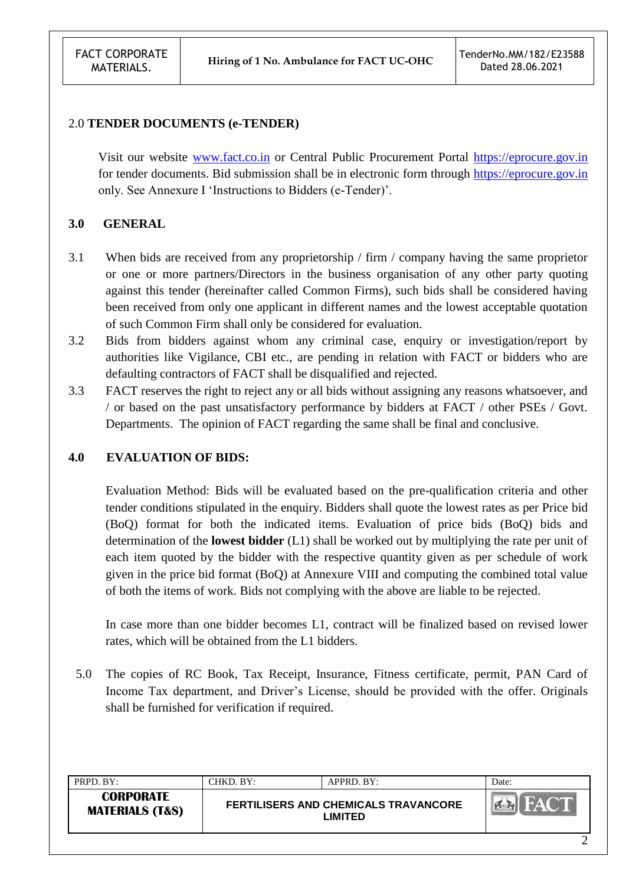## 2.0 TENDER DOCUMENTS (e-TENDER)

Visit our website www.fact.co.in or Central Public Procurement Portal https://eprocure.gov.in for tender documents. Bid submission shall be in electronic form through https://eprocure.gov.in only. See Annexure I 'Instructions to Bidders (e-Tender)'.

## 3.0 GENERAL

3.1 When bids are received from any proprietorship / firm / company having the same proprietor or one or more partners/Directors in the business organisation of any other party quoting against this tender (hereinafter called Common Firms), such bids shall be considered having been received from only one applicant in different names and the lowest acceptable quotation of such Common Firm shall only be considered for evaluation.

3.2 Bids from bidders against whom any criminal case, enquiry or investigation/report by authorities like Vigilance, CBI etc., are pending in relation with FACT or bidders who are defaulting contractors of FACT shall be disqualified and rejected.

3.3 FACT reserves the right to reject any or all bids without assigning any reasons whatsoever, and / or based on the past unsatisfactory performance by bidders at FACT / other PSEs / Govt. Departments. The opinion of FACT regarding the same shall be final and conclusive.

## 4.0 EVALUATION OF BIDS:

Evaluation Method: Bids will be evaluated based on the pre-qualification criteria and other tender conditions stipulated in the enquiry. Bidders shall quote the lowest rates as per Price bid (BoQ) format for both the indicated items. Evaluation of price bids (BoQ) bids and determination of the **lowest bidder** (L1) shall be worked out by multiplying the rate per unit of each item quoted by the bidder with the respective quantity given as per schedule of work given in the price bid format (BoQ) at Annexure VIII and computing the combined total value of both the items of work. Bids not complying with the above are liable to be rejected.

In case more than one bidder becomes L1, contract will be finalized based on revised lower rates, which will be obtained from the L1 bidders.

5.0 The copies of RC Book, Tax Receipt, Insurance, Fitness certificate, permit, PAN Card of Income Tax department, and Driver's License, should be provided with the offer. Originals shall be furnished for verification if required.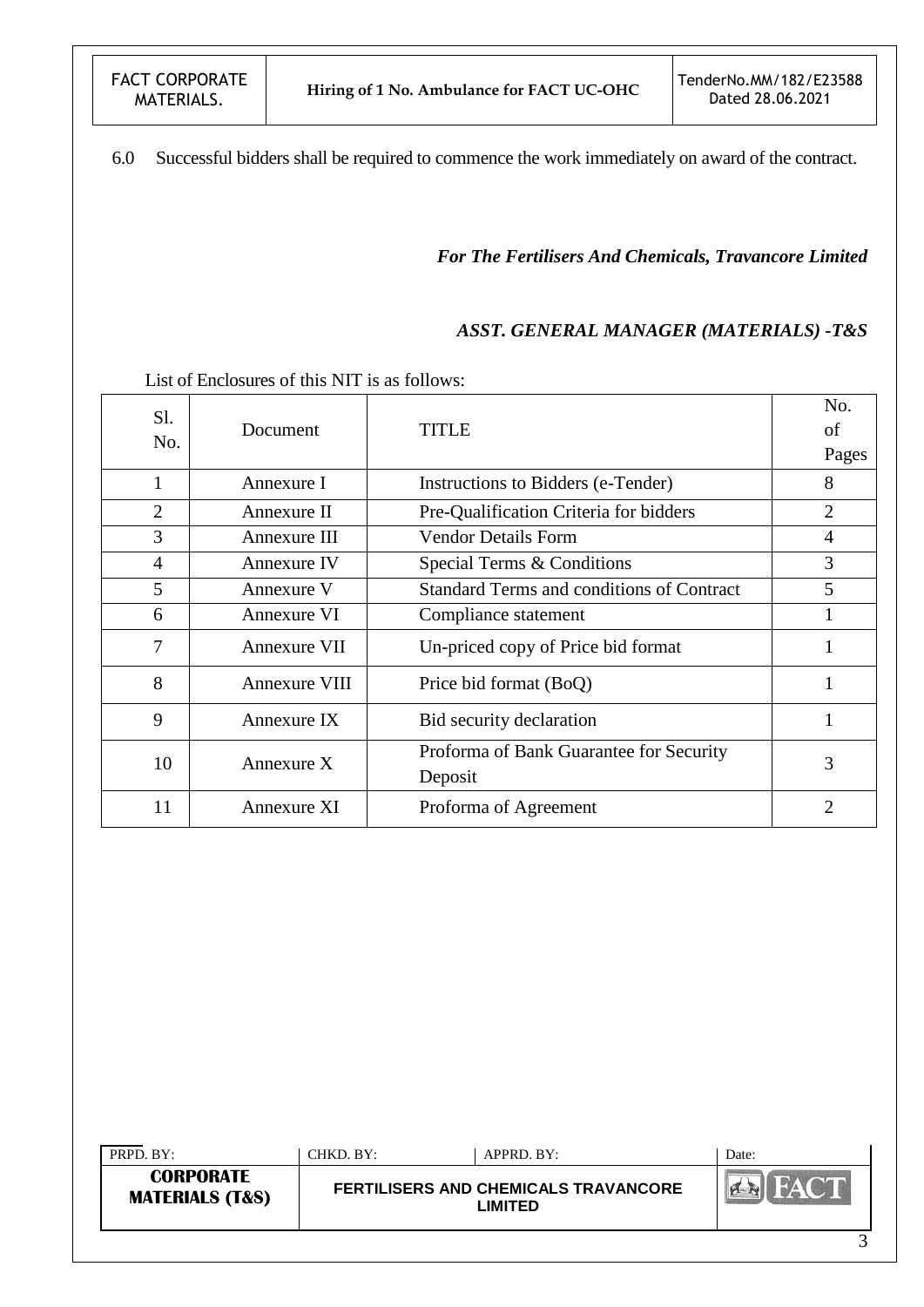6.0 Successful bidders shall be required to commence the work immediately on award of the contract.

*For The Fertilisers And Chemicals, Travancore Limited*

*ASST. GENERAL MANAGER (MATERIALS) -T&S*

List of Enclosures of this NIT is as follows:

| Sl. No. | Document | TITLE | No. of Pages |
|---|---|---|---|
| 1 | Annexure I | Instructions to Bidders (e-Tender) | 8 |
| 2 | Annexure II | Pre-Qualification Criteria for bidders | 2 |
| 3 | Annexure III | Vendor Details Form | 4 |
| 4 | Annexure IV | Special Terms & Conditions | 3 |
| 5 | Annexure V | Standard Terms and conditions of Contract | 5 |
| 6 | Annexure VI | Compliance statement | 1 |
| 7 | Annexure VII | Un-priced copy of Price bid format | 1 |
| 8 | Annexure VIII | Price bid format (BoQ) | 1 |
| 9 | Annexure IX | Bid security declaration | 1 |
| 10 | Annexure X | Proforma of Bank Guarantee for Security Deposit | 3 |
| 11 | Annexure XI | Proforma of Agreement | 2 |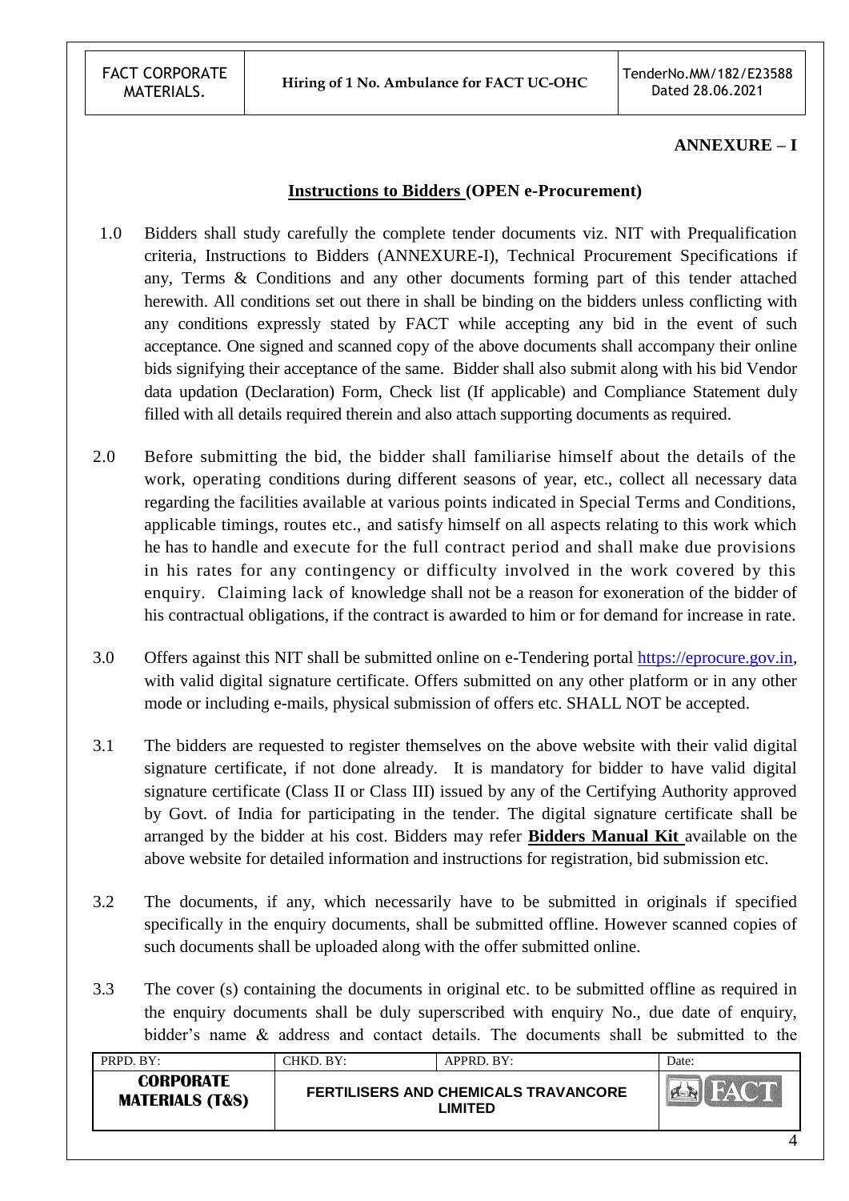**ANNEXURE – I**

## Instructions to Bidders (OPEN e-Procurement)

1.0 Bidders shall study carefully the complete tender documents viz. NIT with Prequalification criteria, Instructions to Bidders (ANNEXURE-I), Technical Procurement Specifications if any, Terms & Conditions and any other documents forming part of this tender attached herewith. All conditions set out there in shall be binding on the bidders unless conflicting with any conditions expressly stated by FACT while accepting any bid in the event of such acceptance. One signed and scanned copy of the above documents shall accompany their online bids signifying their acceptance of the same. Bidder shall also submit along with his bid Vendor data updation (Declaration) Form, Check list (If applicable) and Compliance Statement duly filled with all details required therein and also attach supporting documents as required.

2.0 Before submitting the bid, the bidder shall familiarise himself about the details of the work, operating conditions during different seasons of year, etc., collect all necessary data regarding the facilities available at various points indicated in Special Terms and Conditions, applicable timings, routes etc., and satisfy himself on all aspects relating to this work which he has to handle and execute for the full contract period and shall make due provisions in his rates for any contingency or difficulty involved in the work covered by this enquiry. Claiming lack of knowledge shall not be a reason for exoneration of the bidder of his contractual obligations, if the contract is awarded to him or for demand for increase in rate.

3.0 Offers against this NIT shall be submitted online on e-Tendering portal https://eprocure.gov.in, with valid digital signature certificate. Offers submitted on any other platform or in any other mode or including e-mails, physical submission of offers etc. SHALL NOT be accepted.

3.1 The bidders are requested to register themselves on the above website with their valid digital signature certificate, if not done already. It is mandatory for bidder to have valid digital signature certificate (Class II or Class III) issued by any of the Certifying Authority approved by Govt. of India for participating in the tender. The digital signature certificate shall be arranged by the bidder at his cost. Bidders may refer **Bidders Manual Kit** available on the above website for detailed information and instructions for registration, bid submission etc.

3.2 The documents, if any, which necessarily have to be submitted in originals if specified specifically in the enquiry documents, shall be submitted offline. However scanned copies of such documents shall be uploaded along with the offer submitted online.

3.3 The cover (s) containing the documents in original etc. to be submitted offline as required in the enquiry documents shall be duly superscribed with enquiry No., due date of enquiry, bidder's name & address and contact details. The documents shall be submitted to the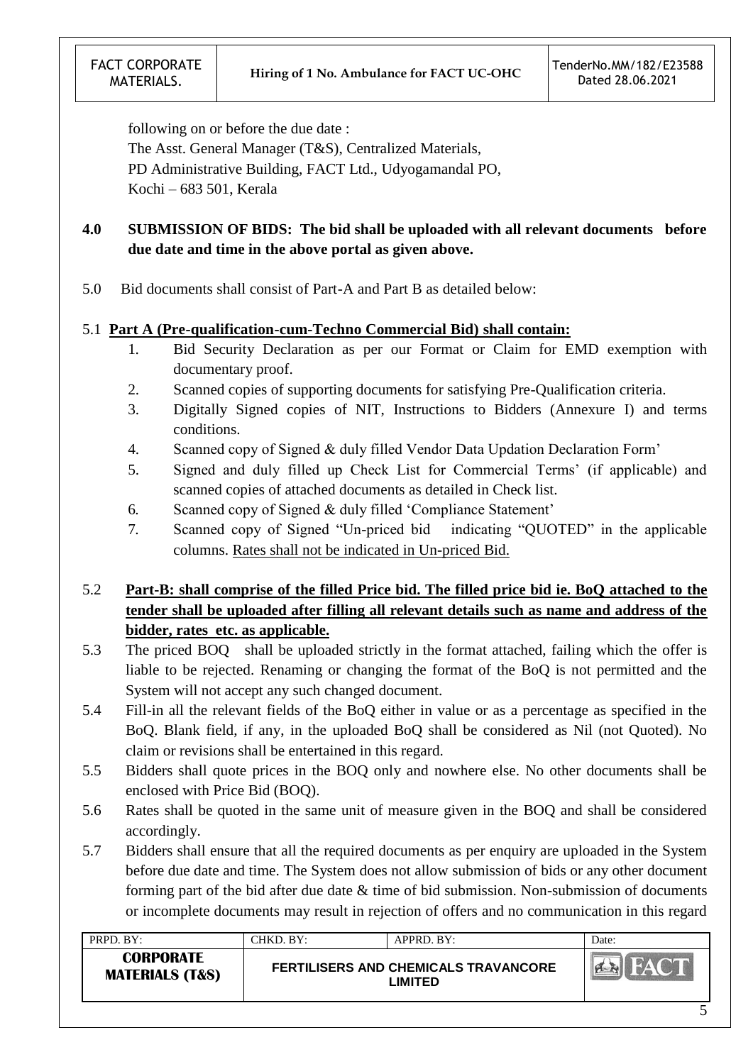following on or before the due date :
The Asst. General Manager (T&S), Centralized Materials,
PD Administrative Building, FACT Ltd., Udyogamandal PO,
Kochi – 683 501, Kerala

**4.0 SUBMISSION OF BIDS: The bid shall be uploaded with all relevant documents before due date and time in the above portal as given above.**

5.0 Bid documents shall consist of Part-A and Part B as detailed below:

5.1 **Part A (Pre-qualification-cum-Techno Commercial Bid) shall contain:**

1. Bid Security Declaration as per our Format or Claim for EMD exemption with documentary proof.
2. Scanned copies of supporting documents for satisfying Pre-Qualification criteria.
3. Digitally Signed copies of NIT, Instructions to Bidders (Annexure I) and terms conditions.
4. Scanned copy of Signed & duly filled Vendor Data Updation Declaration Form'
5. Signed and duly filled up Check List for Commercial Terms' (if applicable) and scanned copies of attached documents as detailed in Check list.
6. Scanned copy of Signed & duly filled 'Compliance Statement'
7. Scanned copy of Signed "Un-priced bid indicating "QUOTED" in the applicable columns. Rates shall not be indicated in Un-priced Bid.

5.2 **Part-B: shall comprise of the filled Price bid. The filled price bid ie. BoQ attached to the tender shall be uploaded after filling all relevant details such as name and address of the bidder, rates etc. as applicable.**

5.3 The priced BOQ shall be uploaded strictly in the format attached, failing which the offer is liable to be rejected. Renaming or changing the format of the BoQ is not permitted and the System will not accept any such changed document.

5.4 Fill-in all the relevant fields of the BoQ either in value or as a percentage as specified in the BoQ. Blank field, if any, in the uploaded BoQ shall be considered as Nil (not Quoted). No claim or revisions shall be entertained in this regard.

5.5 Bidders shall quote prices in the BOQ only and nowhere else. No other documents shall be enclosed with Price Bid (BOQ).

5.6 Rates shall be quoted in the same unit of measure given in the BOQ and shall be considered accordingly.

5.7 Bidders shall ensure that all the required documents as per enquiry are uploaded in the System before due date and time. The System does not allow submission of bids or any other document forming part of the bid after due date & time of bid submission. Non-submission of documents or incomplete documents may result in rejection of offers and no communication in this regard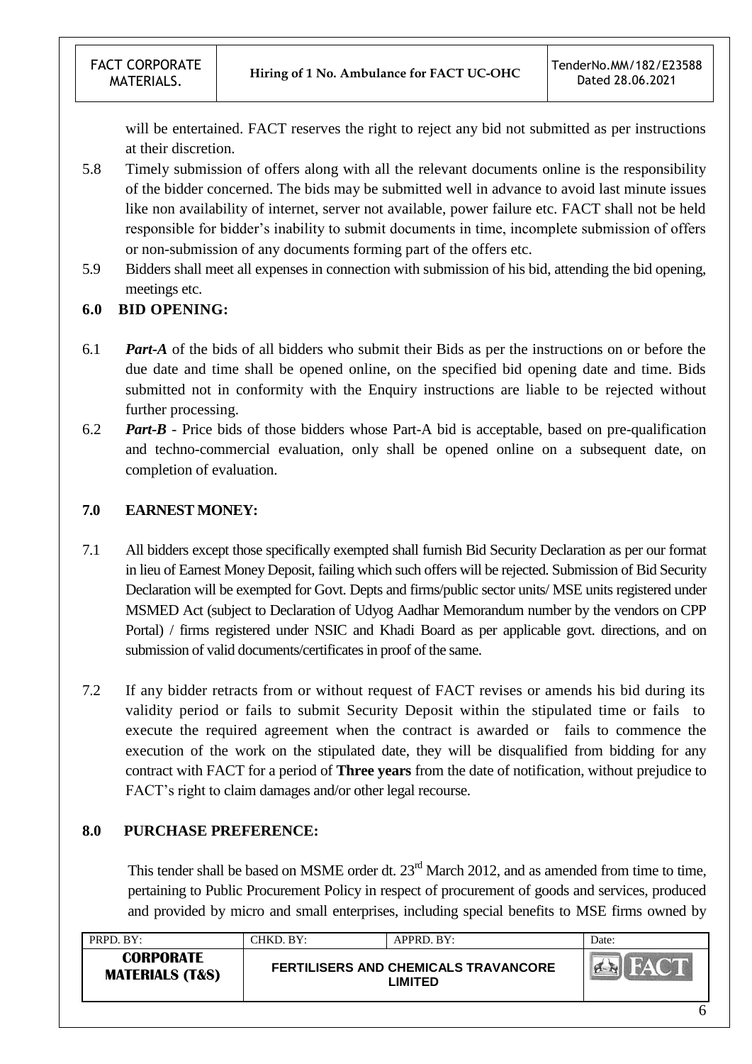will be entertained. FACT reserves the right to reject any bid not submitted as per instructions at their discretion.

5.8 Timely submission of offers along with all the relevant documents online is the responsibility of the bidder concerned. The bids may be submitted well in advance to avoid last minute issues like non availability of internet, server not available, power failure etc. FACT shall not be held responsible for bidder's inability to submit documents in time, incomplete submission of offers or non-submission of any documents forming part of the offers etc.

5.9 Bidders shall meet all expenses in connection with submission of his bid, attending the bid opening, meetings etc.

## 6.0 BID OPENING:

6.1 ***Part-A*** of the bids of all bidders who submit their Bids as per the instructions on or before the due date and time shall be opened online, on the specified bid opening date and time. Bids submitted not in conformity with the Enquiry instructions are liable to be rejected without further processing.

6.2 ***Part-B*** - Price bids of those bidders whose Part-A bid is acceptable, based on pre-qualification and techno-commercial evaluation, only shall be opened online on a subsequent date, on completion of evaluation.

## 7.0 EARNEST MONEY:

7.1 All bidders except those specifically exempted shall furnish Bid Security Declaration as per our format in lieu of Earnest Money Deposit, failing which such offers will be rejected. Submission of Bid Security Declaration will be exempted for Govt. Depts and firms/public sector units/ MSE units registered under MSMED Act (subject to Declaration of Udyog Aadhar Memorandum number by the vendors on CPP Portal) / firms registered under NSIC and Khadi Board as per applicable govt. directions, and on submission of valid documents/certificates in proof of the same.

7.2 If any bidder retracts from or without request of FACT revises or amends his bid during its validity period or fails to submit Security Deposit within the stipulated time or fails to execute the required agreement when the contract is awarded or fails to commence the execution of the work on the stipulated date, they will be disqualified from bidding for any contract with FACT for a period of **Three years** from the date of notification, without prejudice to FACT's right to claim damages and/or other legal recourse.

## 8.0 PURCHASE PREFERENCE:

This tender shall be based on MSME order dt. 23rd March 2012, and as amended from time to time, pertaining to Public Procurement Policy in respect of procurement of goods and services, produced and provided by micro and small enterprises, including special benefits to MSE firms owned by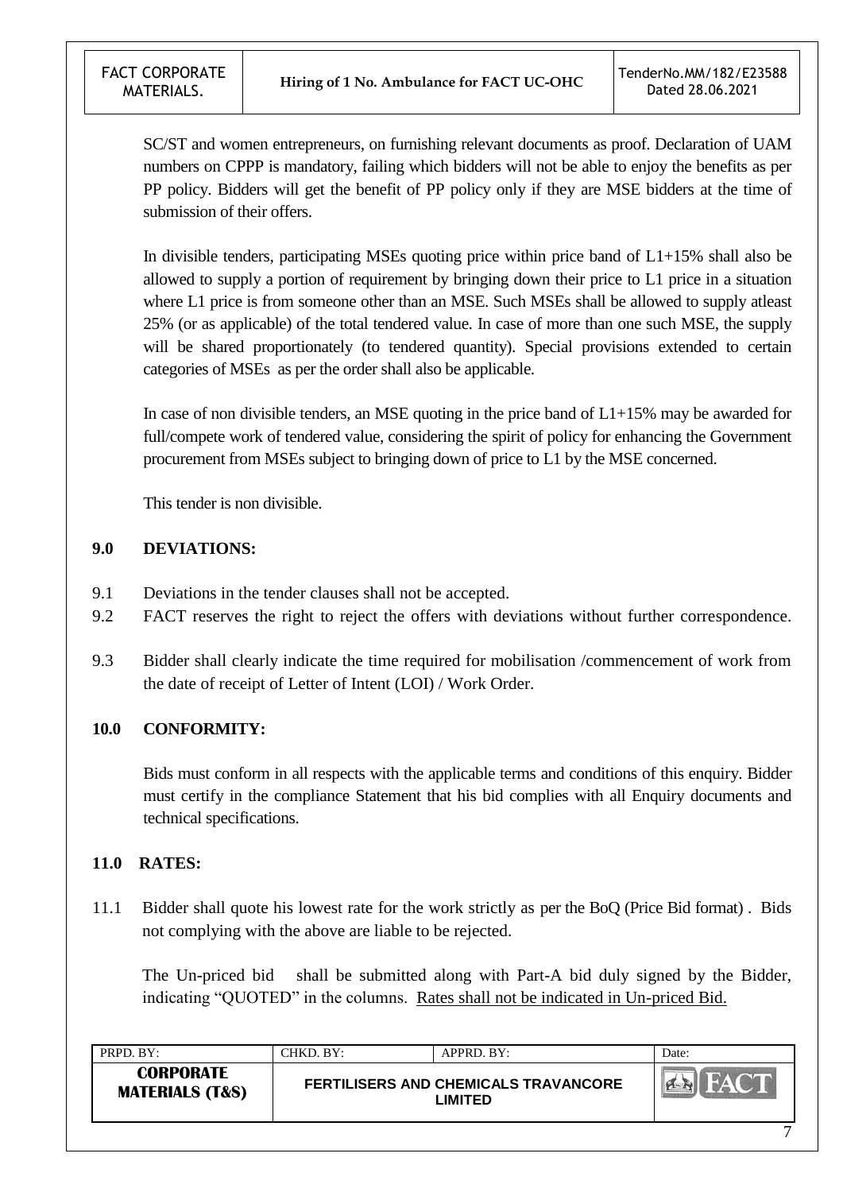SC/ST and women entrepreneurs, on furnishing relevant documents as proof. Declaration of UAM numbers on CPPP is mandatory, failing which bidders will not be able to enjoy the benefits as per PP policy. Bidders will get the benefit of PP policy only if they are MSE bidders at the time of submission of their offers.

In divisible tenders, participating MSEs quoting price within price band of L1+15% shall also be allowed to supply a portion of requirement by bringing down their price to L1 price in a situation where L1 price is from someone other than an MSE. Such MSEs shall be allowed to supply atleast 25% (or as applicable) of the total tendered value. In case of more than one such MSE, the supply will be shared proportionately (to tendered quantity). Special provisions extended to certain categories of MSEs as per the order shall also be applicable.

In case of non divisible tenders, an MSE quoting in the price band of L1+15% may be awarded for full/compete work of tendered value, considering the spirit of policy for enhancing the Government procurement from MSEs subject to bringing down of price to L1 by the MSE concerned.

This tender is non divisible.

## 9.0 DEVIATIONS:

9.1 Deviations in the tender clauses shall not be accepted.

9.2 FACT reserves the right to reject the offers with deviations without further correspondence.

9.3 Bidder shall clearly indicate the time required for mobilisation /commencement of work from the date of receipt of Letter of Intent (LOI) / Work Order.

## 10.0 CONFORMITY:

Bids must conform in all respects with the applicable terms and conditions of this enquiry. Bidder must certify in the compliance Statement that his bid complies with all Enquiry documents and technical specifications.

## 11.0 RATES:

11.1 Bidder shall quote his lowest rate for the work strictly as per the BoQ (Price Bid format) . Bids not complying with the above are liable to be rejected.

The Un-priced bid shall be submitted along with Part-A bid duly signed by the Bidder, indicating "QUOTED" in the columns. Rates shall not be indicated in Un-priced Bid.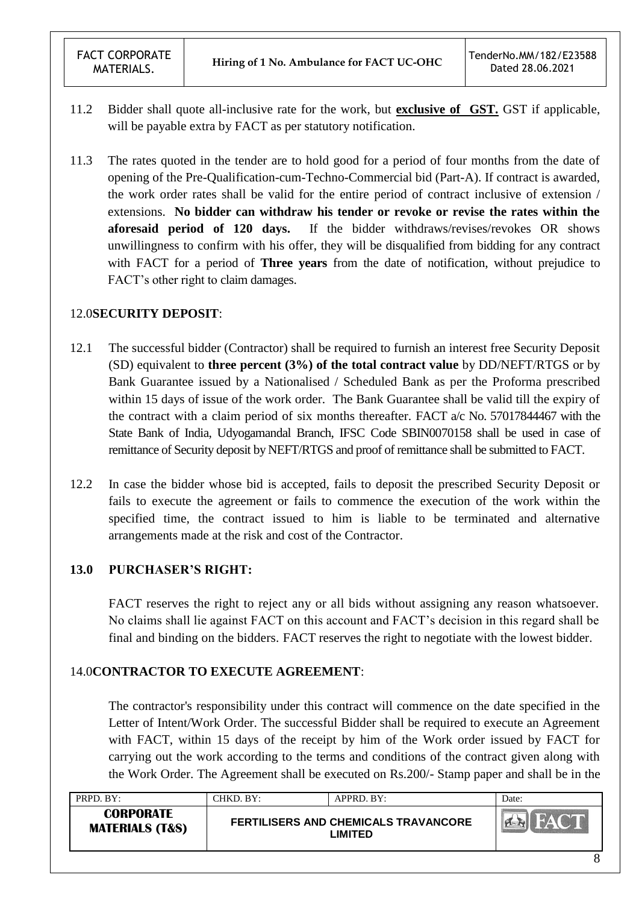11.2 Bidder shall quote all-inclusive rate for the work, but **exclusive of GST.** GST if applicable, will be payable extra by FACT as per statutory notification.

11.3 The rates quoted in the tender are to hold good for a period of four months from the date of opening of the Pre-Qualification-cum-Techno-Commercial bid (Part-A). If contract is awarded, the work order rates shall be valid for the entire period of contract inclusive of extension / extensions. **No bidder can withdraw his tender or revoke or revise the rates within the aforesaid period of 120 days.** If the bidder withdraws/revises/revokes OR shows unwillingness to confirm with his offer, they will be disqualified from bidding for any contract with FACT for a period of **Three years** from the date of notification, without prejudice to FACT's other right to claim damages.

## 12.0 SECURITY DEPOSIT:

12.1 The successful bidder (Contractor) shall be required to furnish an interest free Security Deposit (SD) equivalent to **three percent (3%) of the total contract value** by DD/NEFT/RTGS or by Bank Guarantee issued by a Nationalised / Scheduled Bank as per the Proforma prescribed within 15 days of issue of the work order. The Bank Guarantee shall be valid till the expiry of the contract with a claim period of six months thereafter. FACT a/c No. 57017844467 with the State Bank of India, Udyogamandal Branch, IFSC Code SBIN0070158 shall be used in case of remittance of Security deposit by NEFT/RTGS and proof of remittance shall be submitted to FACT.

12.2 In case the bidder whose bid is accepted, fails to deposit the prescribed Security Deposit or fails to execute the agreement or fails to commence the execution of the work within the specified time, the contract issued to him is liable to be terminated and alternative arrangements made at the risk and cost of the Contractor.

## 13.0 PURCHASER'S RIGHT:

FACT reserves the right to reject any or all bids without assigning any reason whatsoever. No claims shall lie against FACT on this account and FACT's decision in this regard shall be final and binding on the bidders. FACT reserves the right to negotiate with the lowest bidder.

## 14.0 CONTRACTOR TO EXECUTE AGREEMENT:

The contractor's responsibility under this contract will commence on the date specified in the Letter of Intent/Work Order. The successful Bidder shall be required to execute an Agreement with FACT, within 15 days of the receipt by him of the Work order issued by FACT for carrying out the work according to the terms and conditions of the contract given along with the Work Order. The Agreement shall be executed on Rs.200/- Stamp paper and shall be in the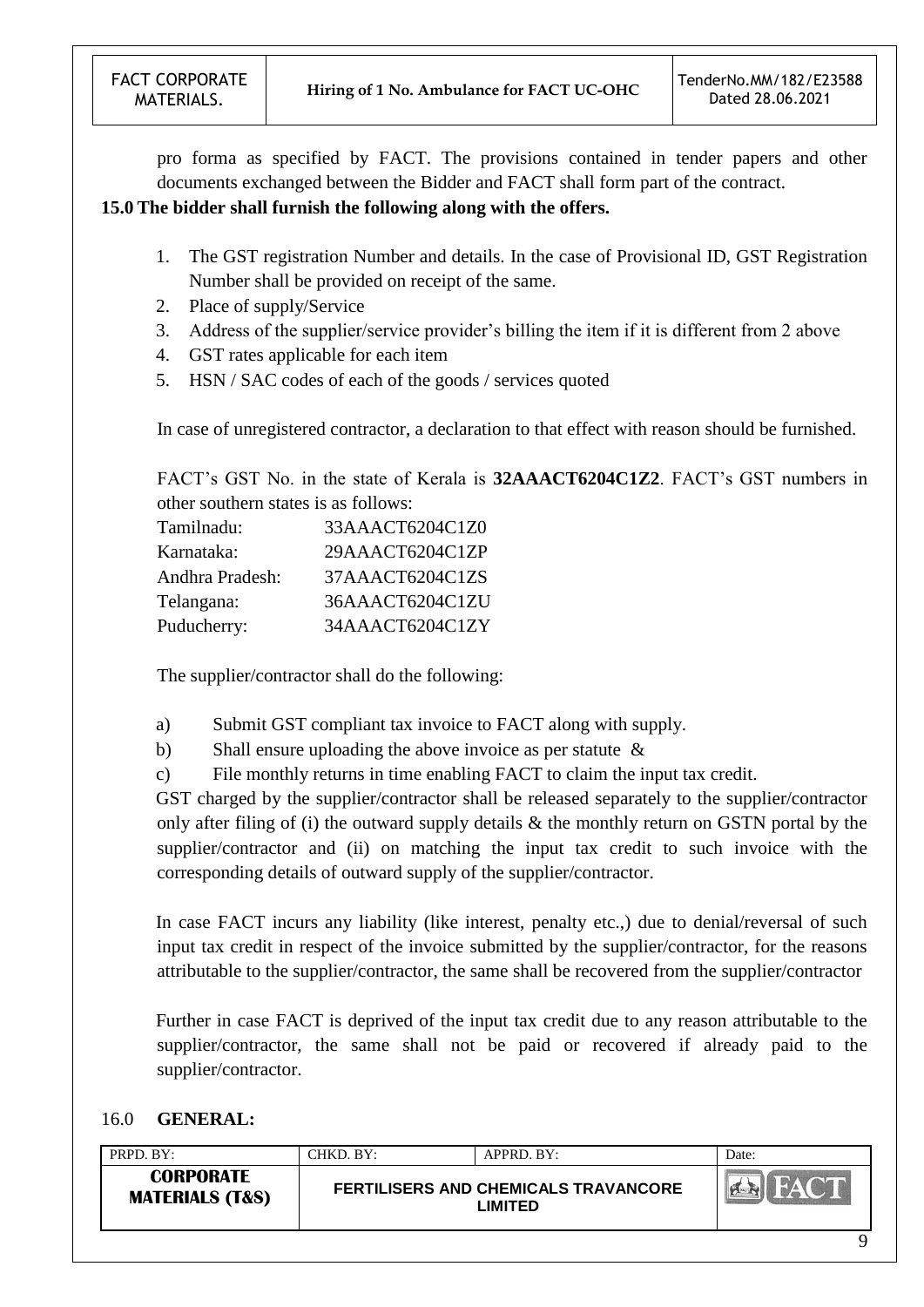pro forma as specified by FACT. The provisions contained in tender papers and other documents exchanged between the Bidder and FACT shall form part of the contract.

**15.0 The bidder shall furnish the following along with the offers.**

1. The GST registration Number and details. In the case of Provisional ID, GST Registration Number shall be provided on receipt of the same.
2. Place of supply/Service
3. Address of the supplier/service provider's billing the item if it is different from 2 above
4. GST rates applicable for each item
5. HSN / SAC codes of each of the goods / services quoted

In case of unregistered contractor, a declaration to that effect with reason should be furnished.

FACT's GST No. in the state of Kerala is **32AAACT6204C1Z2**. FACT's GST numbers in other southern states is as follows:

| | |
|---|---|
| Tamilnadu: | 33AAACT6204C1Z0 |
| Karnataka: | 29AAACT6204C1ZP |
| Andhra Pradesh: | 37AAACT6204C1ZS |
| Telangana: | 36AAACT6204C1ZU |
| Puducherry: | 34AAACT6204C1ZY |

The supplier/contractor shall do the following:

a) Submit GST compliant tax invoice to FACT along with supply.

b) Shall ensure uploading the above invoice as per statute &

c) File monthly returns in time enabling FACT to claim the input tax credit.

GST charged by the supplier/contractor shall be released separately to the supplier/contractor only after filing of (i) the outward supply details & the monthly return on GSTN portal by the supplier/contractor and (ii) on matching the input tax credit to such invoice with the corresponding details of outward supply of the supplier/contractor.

In case FACT incurs any liability (like interest, penalty etc.,) due to denial/reversal of such input tax credit in respect of the invoice submitted by the supplier/contractor, for the reasons attributable to the supplier/contractor, the same shall be recovered from the supplier/contractor

Further in case FACT is deprived of the input tax credit due to any reason attributable to the supplier/contractor, the same shall not be paid or recovered if already paid to the supplier/contractor.

16.0 **GENERAL:**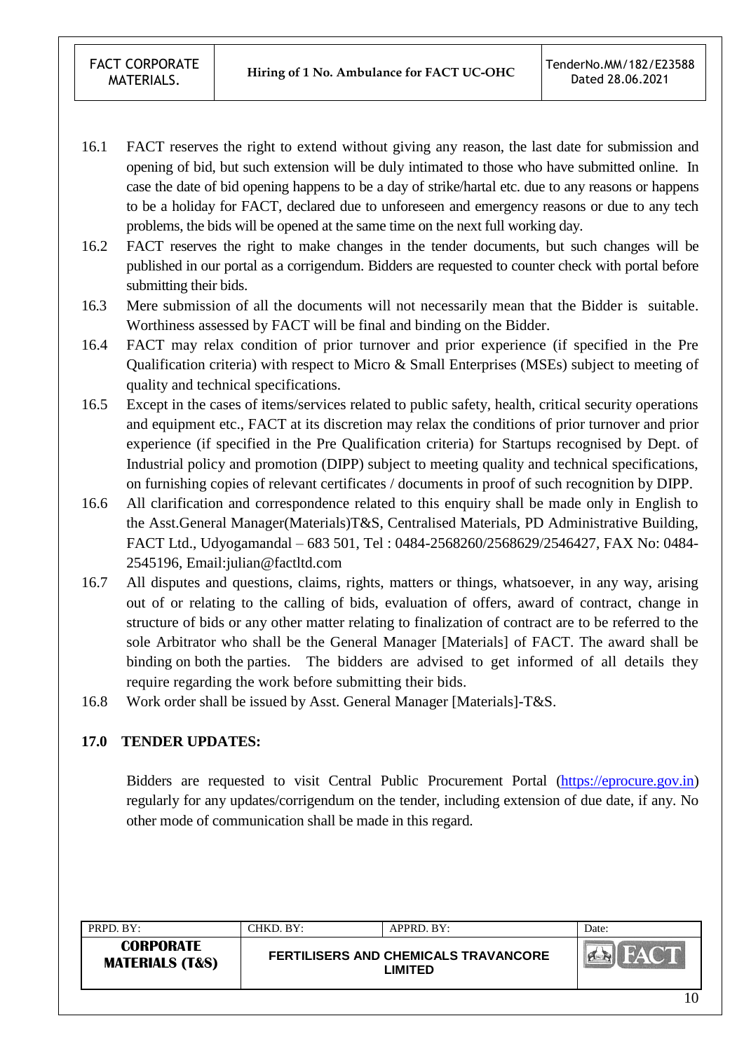16.1 FACT reserves the right to extend without giving any reason, the last date for submission and opening of bid, but such extension will be duly intimated to those who have submitted online. In case the date of bid opening happens to be a day of strike/hartal etc. due to any reasons or happens to be a holiday for FACT, declared due to unforeseen and emergency reasons or due to any tech problems, the bids will be opened at the same time on the next full working day.

16.2 FACT reserves the right to make changes in the tender documents, but such changes will be published in our portal as a corrigendum. Bidders are requested to counter check with portal before submitting their bids.

16.3 Mere submission of all the documents will not necessarily mean that the Bidder is suitable. Worthiness assessed by FACT will be final and binding on the Bidder.

16.4 FACT may relax condition of prior turnover and prior experience (if specified in the Pre Qualification criteria) with respect to Micro & Small Enterprises (MSEs) subject to meeting of quality and technical specifications.

16.5 Except in the cases of items/services related to public safety, health, critical security operations and equipment etc., FACT at its discretion may relax the conditions of prior turnover and prior experience (if specified in the Pre Qualification criteria) for Startups recognised by Dept. of Industrial policy and promotion (DIPP) subject to meeting quality and technical specifications, on furnishing copies of relevant certificates / documents in proof of such recognition by DIPP.

16.6 All clarification and correspondence related to this enquiry shall be made only in English to the Asst.General Manager(Materials)T&S, Centralised Materials, PD Administrative Building, FACT Ltd., Udyogamandal – 683 501, Tel : 0484-2568260/2568629/2546427, FAX No: 0484-2545196, Email:julian@factltd.com

16.7 All disputes and questions, claims, rights, matters or things, whatsoever, in any way, arising out of or relating to the calling of bids, evaluation of offers, award of contract, change in structure of bids or any other matter relating to finalization of contract are to be referred to the sole Arbitrator who shall be the General Manager [Materials] of FACT. The award shall be binding on both the parties. The bidders are advised to get informed of all details they require regarding the work before submitting their bids.

16.8 Work order shall be issued by Asst. General Manager [Materials]-T&S.

**17.0 TENDER UPDATES:**

Bidders are requested to visit Central Public Procurement Portal (https://eprocure.gov.in) regularly for any updates/corrigendum on the tender, including extension of due date, if any. No other mode of communication shall be made in this regard.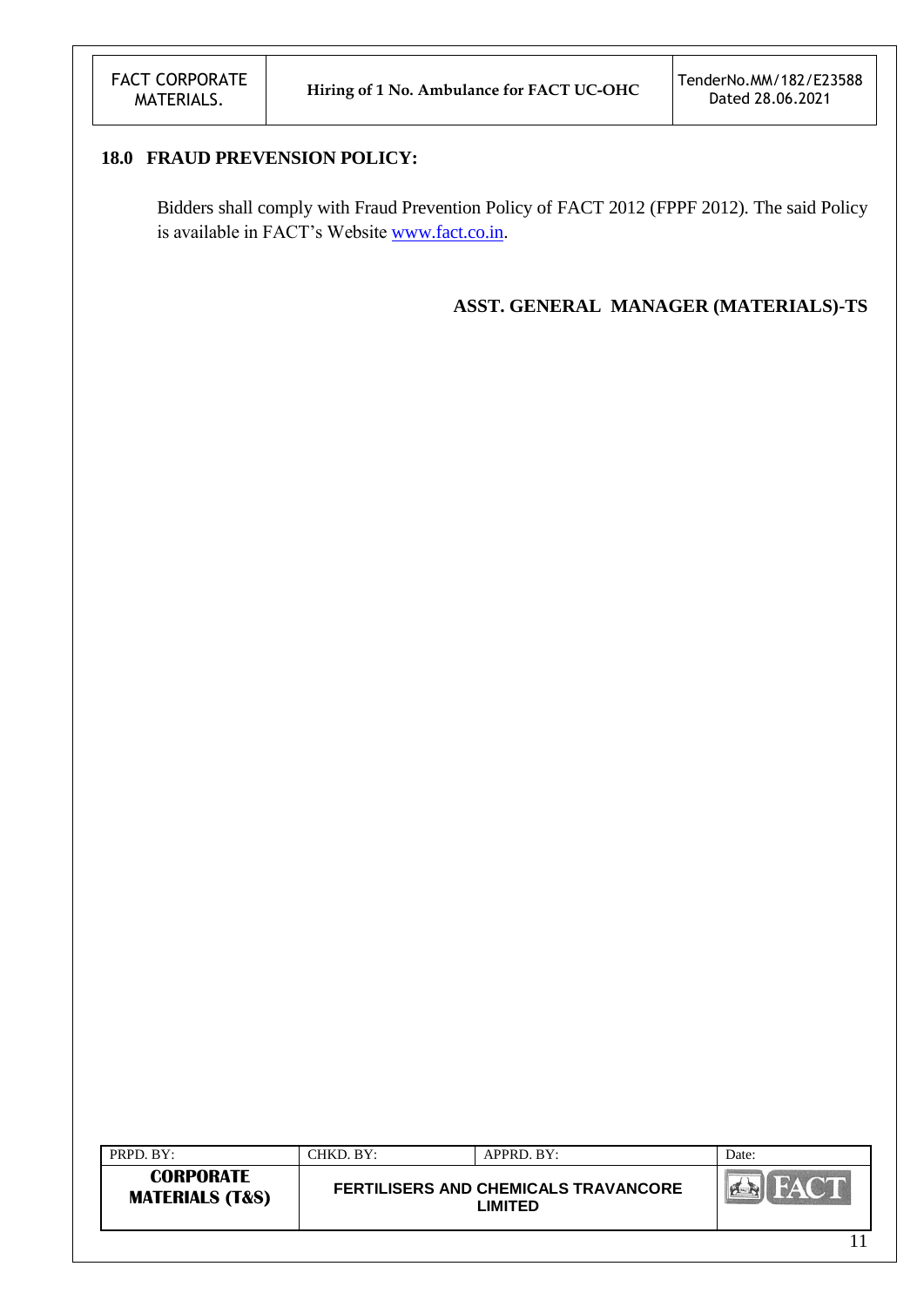## 18.0 FRAUD PREVENSION POLICY:

Bidders shall comply with Fraud Prevention Policy of FACT 2012 (FPPF 2012). The said Policy is available in FACT's Website www.fact.co.in.

**ASST. GENERAL MANAGER (MATERIALS)-TS**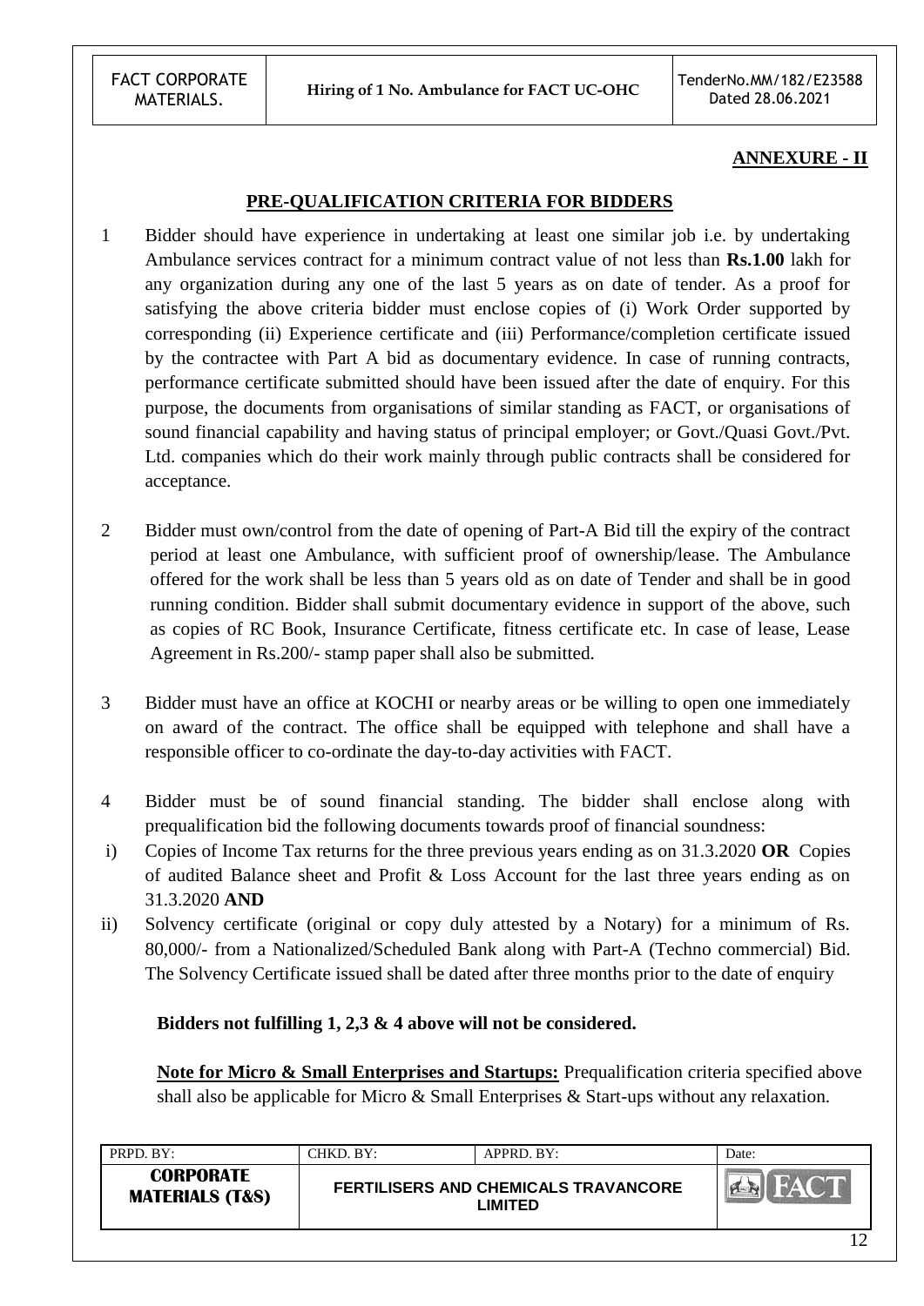**ANNEXURE - II**

## PRE-QUALIFICATION CRITERIA FOR BIDDERS

1 Bidder should have experience in undertaking at least one similar job i.e. by undertaking Ambulance services contract for a minimum contract value of not less than **Rs.1.00** lakh for any organization during any one of the last 5 years as on date of tender. As a proof for satisfying the above criteria bidder must enclose copies of (i) Work Order supported by corresponding (ii) Experience certificate and (iii) Performance/completion certificate issued by the contractee with Part A bid as documentary evidence. In case of running contracts, performance certificate submitted should have been issued after the date of enquiry. For this purpose, the documents from organisations of similar standing as FACT, or organisations of sound financial capability and having status of principal employer; or Govt./Quasi Govt./Pvt. Ltd. companies which do their work mainly through public contracts shall be considered for acceptance.

2 Bidder must own/control from the date of opening of Part-A Bid till the expiry of the contract period at least one Ambulance, with sufficient proof of ownership/lease. The Ambulance offered for the work shall be less than 5 years old as on date of Tender and shall be in good running condition. Bidder shall submit documentary evidence in support of the above, such as copies of RC Book, Insurance Certificate, fitness certificate etc. In case of lease, Lease Agreement in Rs.200/- stamp paper shall also be submitted.

3 Bidder must have an office at KOCHI or nearby areas or be willing to open one immediately on award of the contract. The office shall be equipped with telephone and shall have a responsible officer to co-ordinate the day-to-day activities with FACT.

4 Bidder must be of sound financial standing. The bidder shall enclose along with prequalification bid the following documents towards proof of financial soundness:

i) Copies of Income Tax returns for the three previous years ending as on 31.3.2020 **OR** Copies of audited Balance sheet and Profit & Loss Account for the last three years ending as on 31.3.2020 **AND**

ii) Solvency certificate (original or copy duly attested by a Notary) for a minimum of Rs. 80,000/- from a Nationalized/Scheduled Bank along with Part-A (Techno commercial) Bid. The Solvency Certificate issued shall be dated after three months prior to the date of enquiry

**Bidders not fulfilling 1, 2,3 & 4 above will not be considered.**

**Note for Micro & Small Enterprises and Startups:** Prequalification criteria specified above shall also be applicable for Micro & Small Enterprises & Start-ups without any relaxation.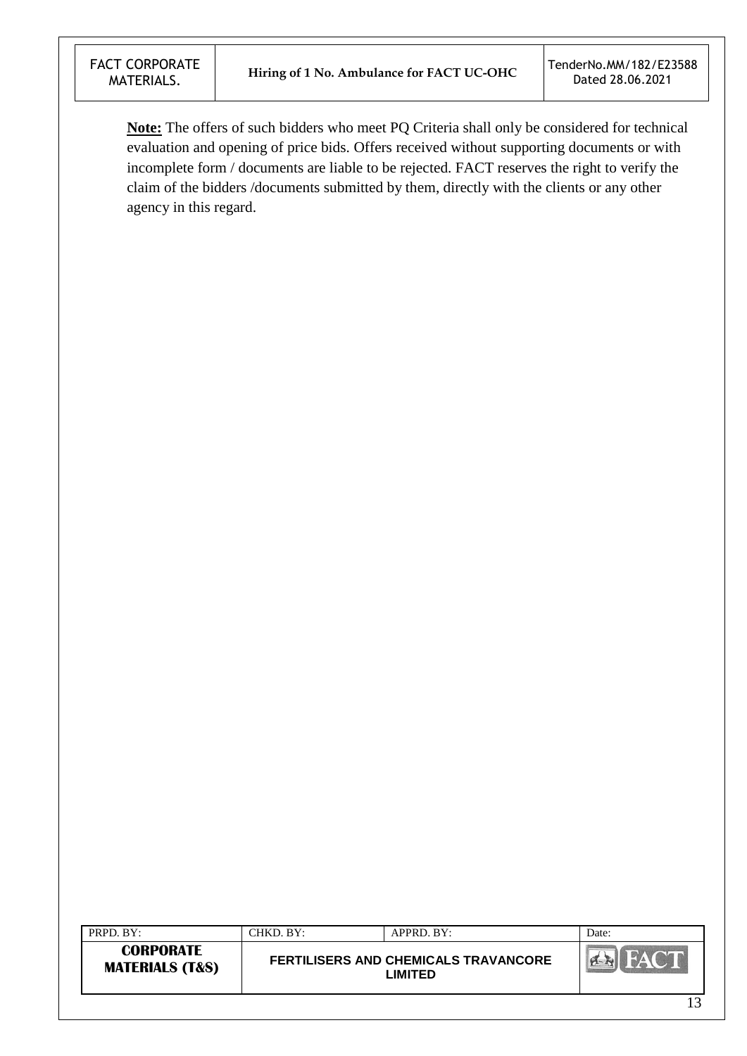**Note:** The offers of such bidders who meet PQ Criteria shall only be considered for technical evaluation and opening of price bids. Offers received without supporting documents or with incomplete form / documents are liable to be rejected. FACT reserves the right to verify the claim of the bidders /documents submitted by them, directly with the clients or any other agency in this regard.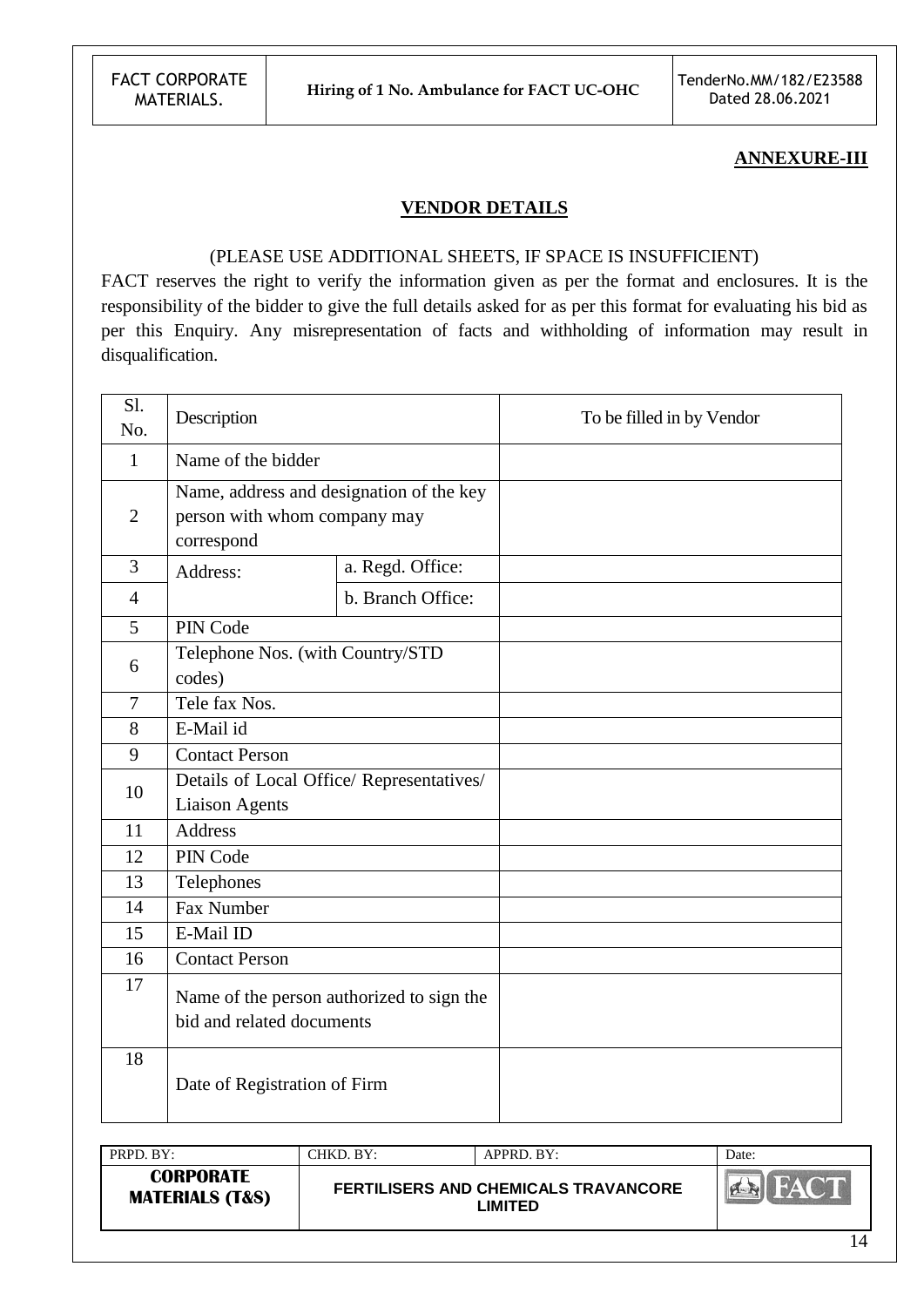**ANNEXURE-III**

**VENDOR DETAILS**

(PLEASE USE ADDITIONAL SHEETS, IF SPACE IS INSUFFICIENT)

FACT reserves the right to verify the information given as per the format and enclosures. It is the responsibility of the bidder to give the full details asked for as per this format for evaluating his bid as per this Enquiry. Any misrepresentation of facts and withholding of information may result in disqualification.

| Sl. No. | Description | | To be filled in by Vendor |
|---|---|---|---|
| 1 | Name of the bidder | | |
| 2 | Name, address and designation of the key person with whom company may correspond | | |
| 3 | Address: | a. Regd. Office: | |
| 4 | | b. Branch Office: | |
| 5 | PIN Code | | |
| 6 | Telephone Nos. (with Country/STD codes) | | |
| 7 | Tele fax Nos. | | |
| 8 | E-Mail id | | |
| 9 | Contact Person | | |
| 10 | Details of Local Office/ Representatives/ Liaison Agents | | |
| 11 | Address | | |
| 12 | PIN Code | | |
| 13 | Telephones | | |
| 14 | Fax Number | | |
| 15 | E-Mail ID | | |
| 16 | Contact Person | | |
| 17 | Name of the person authorized to sign the bid and related documents | | |
| 18 | Date of Registration of Firm | | |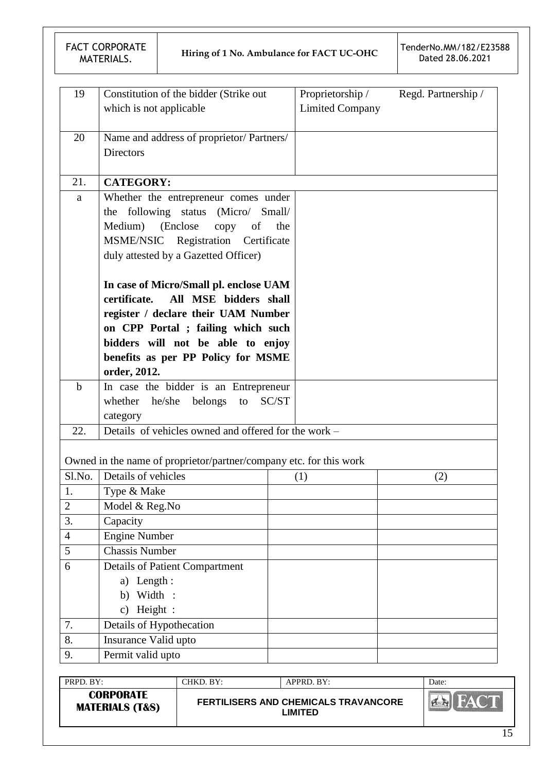| 19 | Constitution of the bidder (Strike out which is not applicable | Proprietorship / Regd. Partnership / Limited Company |
|---|---|---|
| 20 | Name and address of proprietor/ Partners/ Directors | |
| 21. | **CATEGORY:** | |
| a | Whether the entrepreneur comes under the following status (Micro/ Small/ Medium) (Enclose copy of the MSME/NSIC Registration Certificate duly attested by a Gazetted Officer)<br><br>**In case of Micro/Small pl. enclose UAM certificate. All MSE bidders shall register / declare their UAM Number on CPP Portal ; failing which such bidders will not be able to enjoy benefits as per PP Policy for MSME order, 2012.** | |
| b | In case the bidder is an Entrepreneur whether he/she belongs to SC/ST category | |
| 22. | Details of vehicles owned and offered for the work – | |

Owned in the name of proprietor/partner/company etc. for this work

| Sl.No. | Details of vehicles | (1) | (2) |
|---|---|---|---|
| 1. | Type & Make | | |
| 2 | Model & Reg.No | | |
| 3. | Capacity | | |
| 4 | Engine Number | | |
| 5 | Chassis Number | | |
| 6 | Details of Patient Compartment<br>a) Length :<br>b) Width :<br>c) Height : | | |
| 7. | Details of Hypothecation | | |
| 8. | Insurance Valid upto | | |
| 9. | Permit valid upto | | |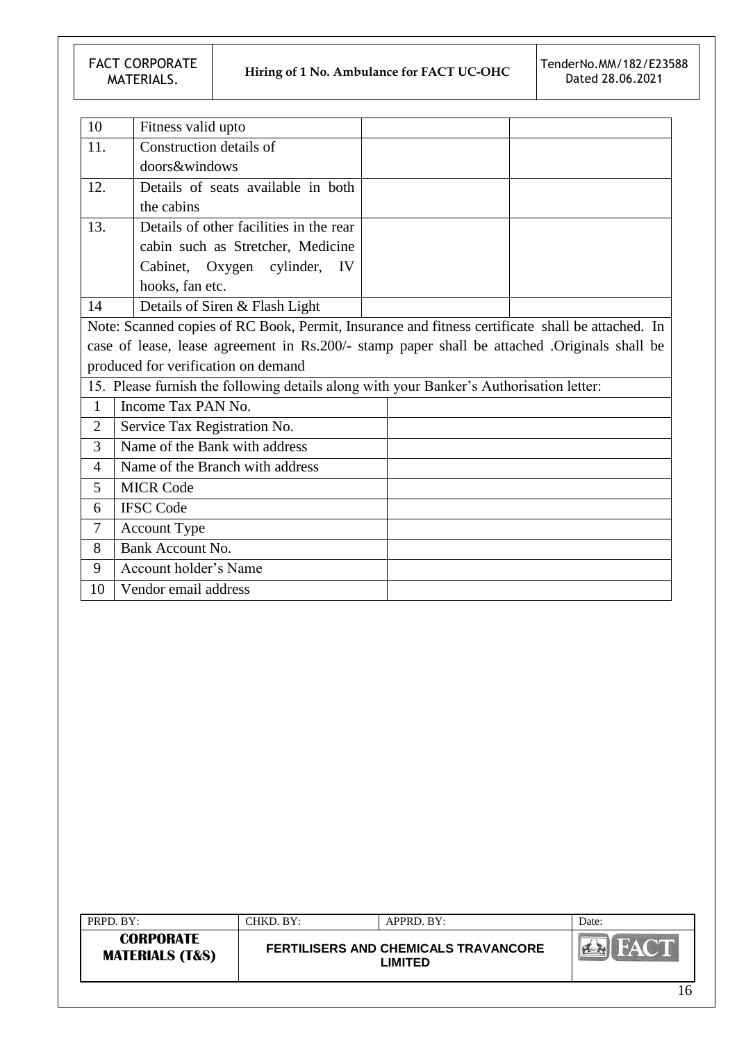| | | | |
|---|---|---|---|
| 10 | Fitness valid upto | | |
| 11. | Construction details of doors&windows | | |
| 12. | Details of seats available in both the cabins | | |
| 13. | Details of other facilities in the rear cabin such as Stretcher, Medicine Cabinet, Oxygen cylinder, IV hooks, fan etc. | | |
| 14 | Details of Siren & Flash Light | | |

Note: Scanned copies of RC Book, Permit, Insurance and fitness certificate shall be attached. In case of lease, lease agreement in Rs.200/- stamp paper shall be attached .Originals shall be produced for verification on demand

15. Please furnish the following details along with your Banker's Authorisation letter:

| | | |
|---|---|---|
| 1 | Income Tax PAN No. | |
| 2 | Service Tax Registration No. | |
| 3 | Name of the Bank with address | |
| 4 | Name of the Branch with address | |
| 5 | MICR Code | |
| 6 | IFSC Code | |
| 7 | Account Type | |
| 8 | Bank Account No. | |
| 9 | Account holder's Name | |
| 10 | Vendor email address | |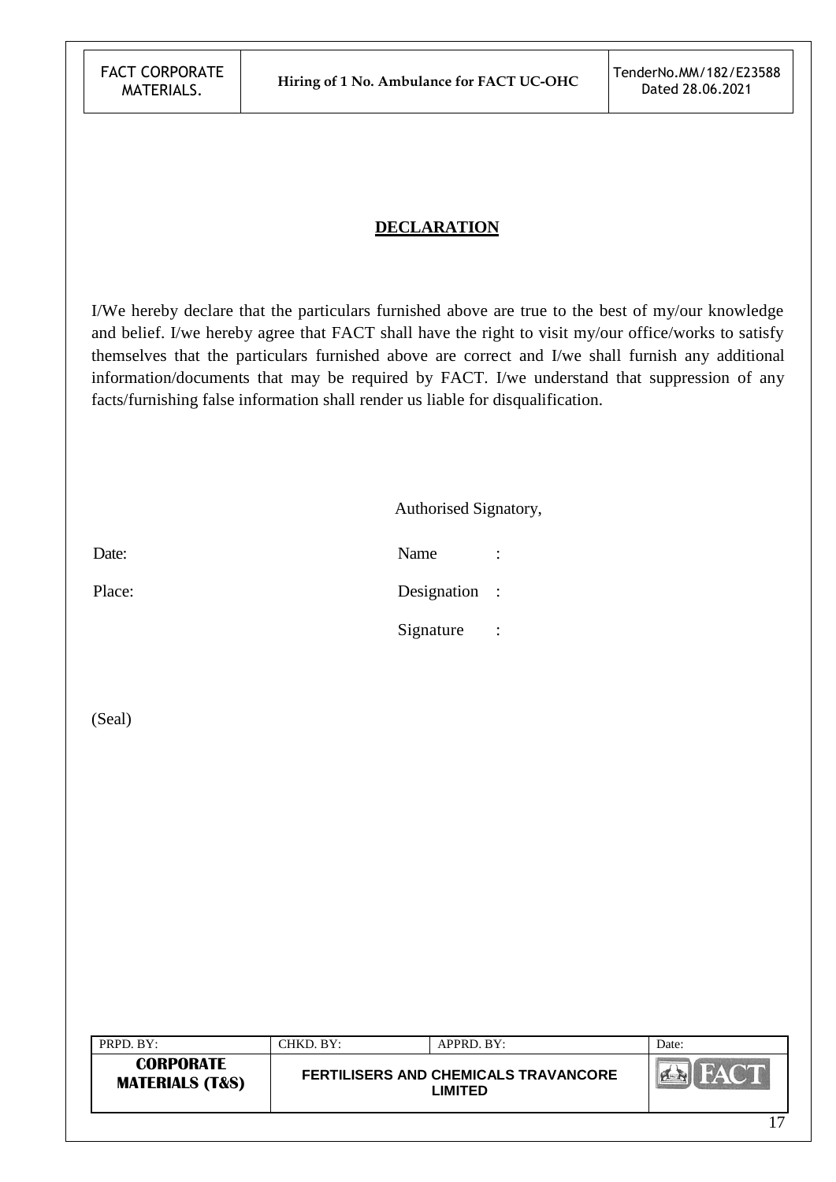# DECLARATION

I/We hereby declare that the particulars furnished above are true to the best of my/our knowledge and belief. I/we hereby agree that FACT shall have the right to visit my/our office/works to satisfy themselves that the particulars furnished above are correct and I/we shall furnish any additional information/documents that may be required by FACT. I/we understand that suppression of any facts/furnishing false information shall render us liable for disqualification.

Authorised Signatory,

Date: Name :

Place: Designation :

Signature :

(Seal)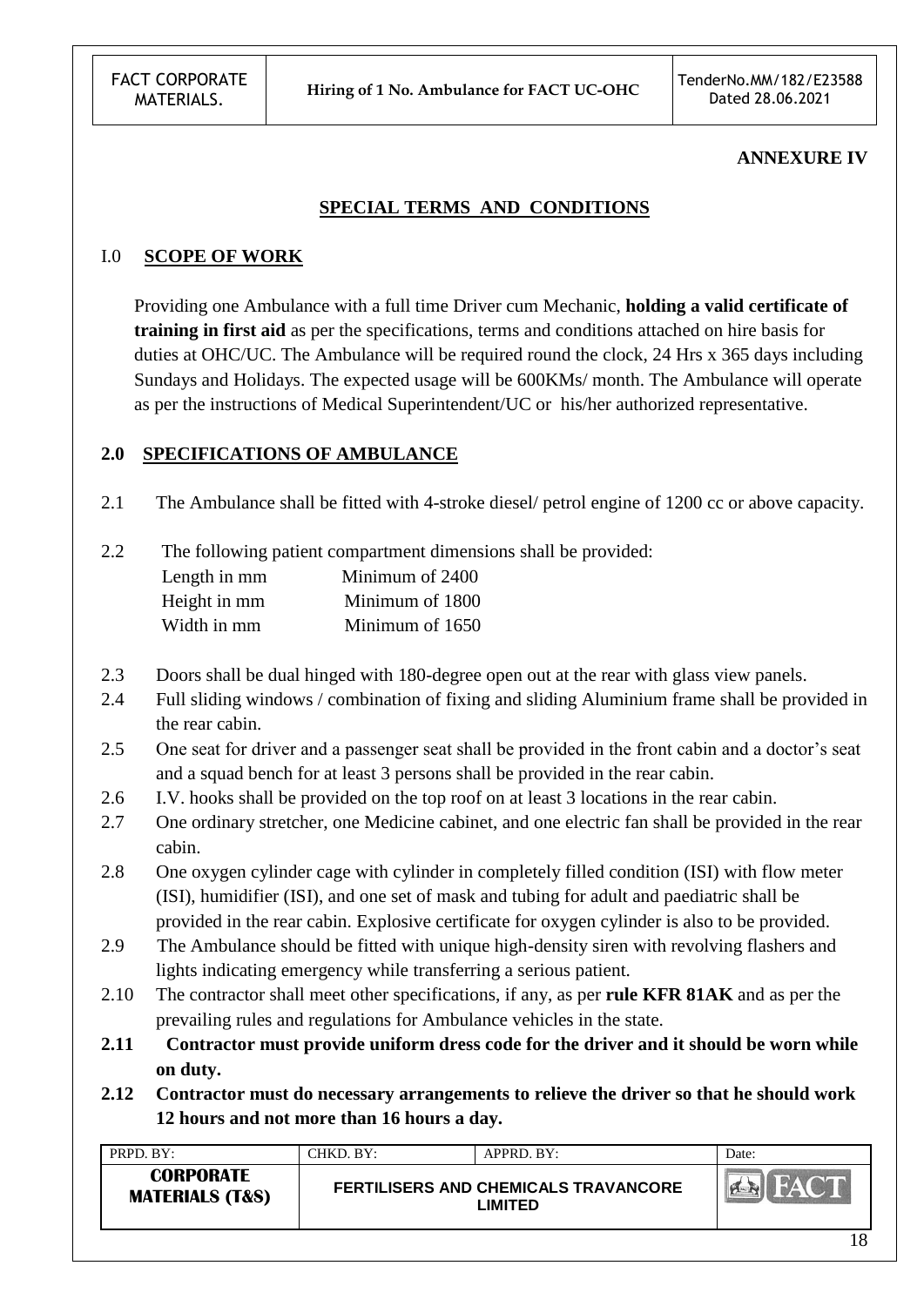**ANNEXURE IV**

## SPECIAL TERMS AND CONDITIONS

### I.0 SCOPE OF WORK

Providing one Ambulance with a full time Driver cum Mechanic, **holding a valid certificate of training in first aid** as per the specifications, terms and conditions attached on hire basis for duties at OHC/UC. The Ambulance will be required round the clock, 24 Hrs x 365 days including Sundays and Holidays. The expected usage will be 600KMs/ month. The Ambulance will operate as per the instructions of Medical Superintendent/UC or his/her authorized representative.

### 2.0 SPECIFICATIONS OF AMBULANCE

2.1 The Ambulance shall be fitted with 4-stroke diesel/ petrol engine of 1200 cc or above capacity.

2.2 The following patient compartment dimensions shall be provided:

| | |
|---|---|
| Length in mm | Minimum of 2400 |
| Height in mm | Minimum of 1800 |
| Width in mm | Minimum of 1650 |

2.3 Doors shall be dual hinged with 180-degree open out at the rear with glass view panels.

2.4 Full sliding windows / combination of fixing and sliding Aluminium frame shall be provided in the rear cabin.

2.5 One seat for driver and a passenger seat shall be provided in the front cabin and a doctor's seat and a squad bench for at least 3 persons shall be provided in the rear cabin.

2.6 I.V. hooks shall be provided on the top roof on at least 3 locations in the rear cabin.

2.7 One ordinary stretcher, one Medicine cabinet, and one electric fan shall be provided in the rear cabin.

2.8 One oxygen cylinder cage with cylinder in completely filled condition (ISI) with flow meter (ISI), humidifier (ISI), and one set of mask and tubing for adult and paediatric shall be provided in the rear cabin. Explosive certificate for oxygen cylinder is also to be provided.

2.9 The Ambulance should be fitted with unique high-density siren with revolving flashers and lights indicating emergency while transferring a serious patient.

2.10 The contractor shall meet other specifications, if any, as per **rule KFR 81AK** and as per the prevailing rules and regulations for Ambulance vehicles in the state.

**2.11 Contractor must provide uniform dress code for the driver and it should be worn while on duty.**

**2.12 Contractor must do necessary arrangements to relieve the driver so that he should work 12 hours and not more than 16 hours a day.**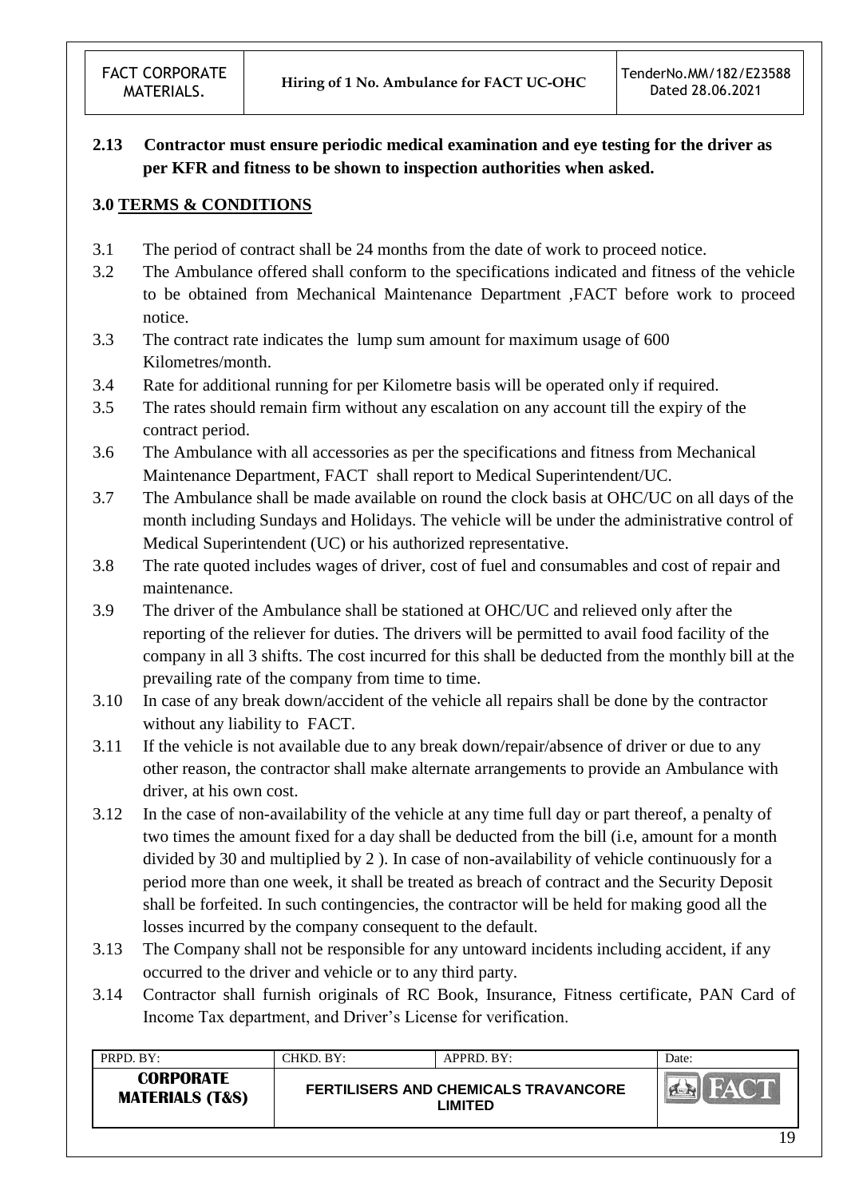**2.13 Contractor must ensure periodic medical examination and eye testing for the driver as per KFR and fitness to be shown to inspection authorities when asked.**

## 3.0 TERMS & CONDITIONS

3.1 The period of contract shall be 24 months from the date of work to proceed notice.

3.2 The Ambulance offered shall conform to the specifications indicated and fitness of the vehicle to be obtained from Mechanical Maintenance Department ,FACT before work to proceed notice.

3.3 The contract rate indicates the lump sum amount for maximum usage of 600 Kilometres/month.

3.4 Rate for additional running for per Kilometre basis will be operated only if required.

3.5 The rates should remain firm without any escalation on any account till the expiry of the contract period.

3.6 The Ambulance with all accessories as per the specifications and fitness from Mechanical Maintenance Department, FACT shall report to Medical Superintendent/UC.

3.7 The Ambulance shall be made available on round the clock basis at OHC/UC on all days of the month including Sundays and Holidays. The vehicle will be under the administrative control of Medical Superintendent (UC) or his authorized representative.

3.8 The rate quoted includes wages of driver, cost of fuel and consumables and cost of repair and maintenance.

3.9 The driver of the Ambulance shall be stationed at OHC/UC and relieved only after the reporting of the reliever for duties. The drivers will be permitted to avail food facility of the company in all 3 shifts. The cost incurred for this shall be deducted from the monthly bill at the prevailing rate of the company from time to time.

3.10 In case of any break down/accident of the vehicle all repairs shall be done by the contractor without any liability to FACT.

3.11 If the vehicle is not available due to any break down/repair/absence of driver or due to any other reason, the contractor shall make alternate arrangements to provide an Ambulance with driver, at his own cost.

3.12 In the case of non-availability of the vehicle at any time full day or part thereof, a penalty of two times the amount fixed for a day shall be deducted from the bill (i.e, amount for a month divided by 30 and multiplied by 2 ). In case of non-availability of vehicle continuously for a period more than one week, it shall be treated as breach of contract and the Security Deposit shall be forfeited. In such contingencies, the contractor will be held for making good all the losses incurred by the company consequent to the default.

3.13 The Company shall not be responsible for any untoward incidents including accident, if any occurred to the driver and vehicle or to any third party.

3.14 Contractor shall furnish originals of RC Book, Insurance, Fitness certificate, PAN Card of Income Tax department, and Driver's License for verification.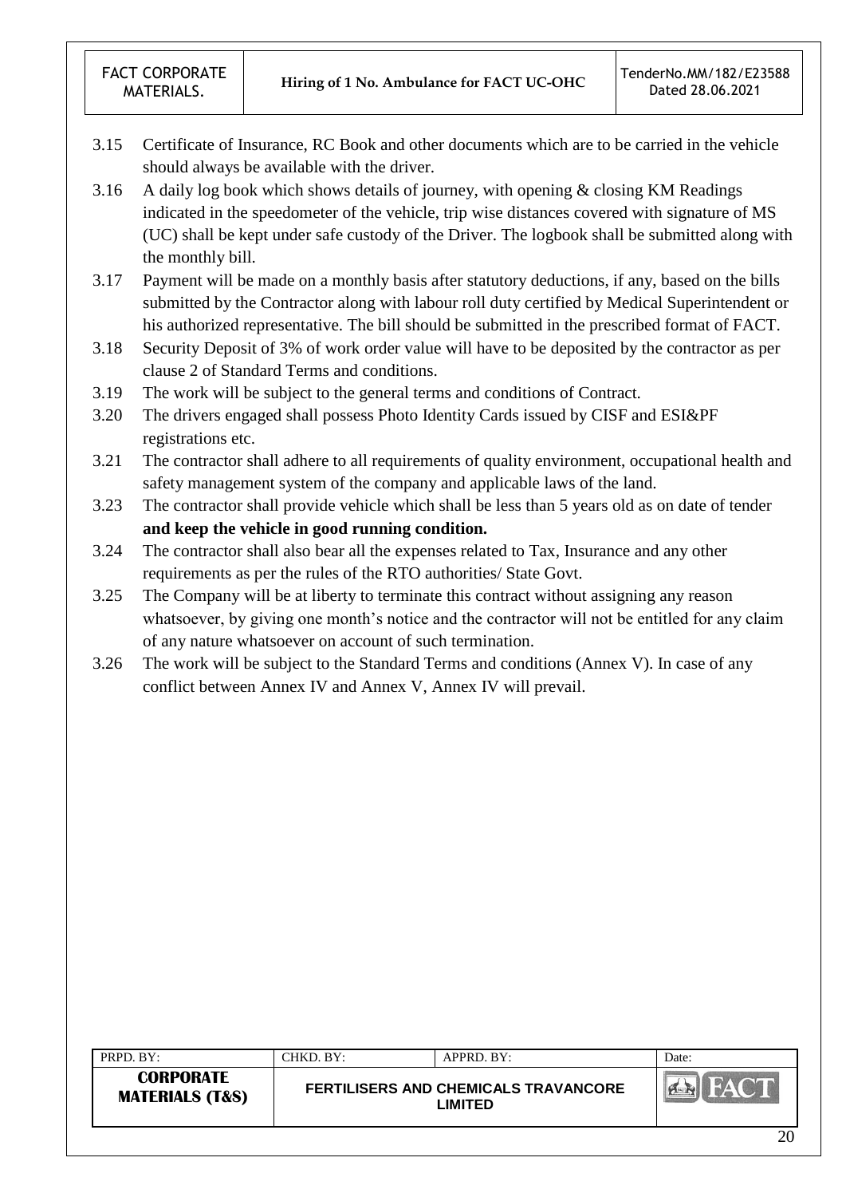3.15 Certificate of Insurance, RC Book and other documents which are to be carried in the vehicle should always be available with the driver.

3.16 A daily log book which shows details of journey, with opening & closing KM Readings indicated in the speedometer of the vehicle, trip wise distances covered with signature of MS (UC) shall be kept under safe custody of the Driver. The logbook shall be submitted along with the monthly bill.

3.17 Payment will be made on a monthly basis after statutory deductions, if any, based on the bills submitted by the Contractor along with labour roll duty certified by Medical Superintendent or his authorized representative. The bill should be submitted in the prescribed format of FACT.

3.18 Security Deposit of 3% of work order value will have to be deposited by the contractor as per clause 2 of Standard Terms and conditions.

3.19 The work will be subject to the general terms and conditions of Contract.

3.20 The drivers engaged shall possess Photo Identity Cards issued by CISF and ESI&PF registrations etc.

3.21 The contractor shall adhere to all requirements of quality environment, occupational health and safety management system of the company and applicable laws of the land.

3.23 The contractor shall provide vehicle which shall be less than 5 years old as on date of tender **and keep the vehicle in good running condition.**

3.24 The contractor shall also bear all the expenses related to Tax, Insurance and any other requirements as per the rules of the RTO authorities/ State Govt.

3.25 The Company will be at liberty to terminate this contract without assigning any reason whatsoever, by giving one month's notice and the contractor will not be entitled for any claim of any nature whatsoever on account of such termination.

3.26 The work will be subject to the Standard Terms and conditions (Annex V). In case of any conflict between Annex IV and Annex V, Annex IV will prevail.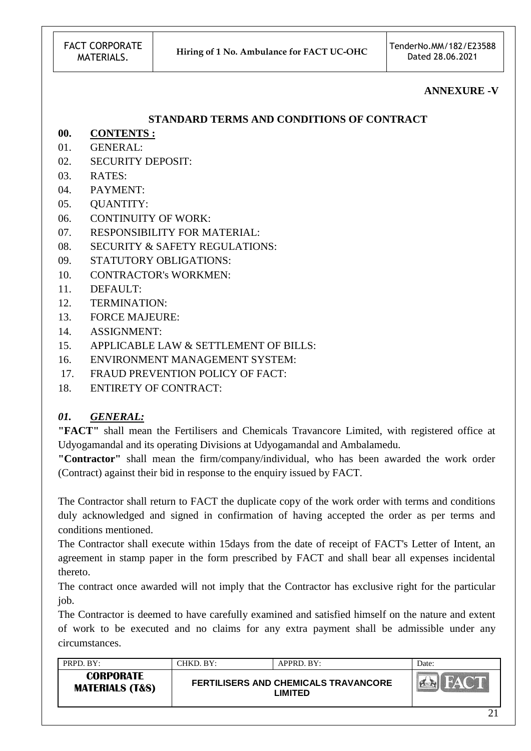**ANNEXURE -V**

## STANDARD TERMS AND CONDITIONS OF CONTRACT

### 00. CONTENTS :

01. GENERAL:
02. SECURITY DEPOSIT:
03. RATES:
04. PAYMENT:
05. QUANTITY:
06. CONTINUITY OF WORK:
07. RESPONSIBILITY FOR MATERIAL:
08. SECURITY & SAFETY REGULATIONS:
09. STATUTORY OBLIGATIONS:
10. CONTRACTOR's WORKMEN:
11. DEFAULT:
12. TERMINATION:
13. FORCE MAJEURE:
14. ASSIGNMENT:
15. APPLICABLE LAW & SETTLEMENT OF BILLS:
16. ENVIRONMENT MANAGEMENT SYSTEM:
17. FRAUD PREVENTION POLICY OF FACT:
18. ENTIRETY OF CONTRACT:

### *01. GENERAL:*

**"FACT"** shall mean the Fertilisers and Chemicals Travancore Limited, with registered office at Udyogamandal and its operating Divisions at Udyogamandal and Ambalamedu.

**"Contractor"** shall mean the firm/company/individual, who has been awarded the work order (Contract) against their bid in response to the enquiry issued by FACT.

The Contractor shall return to FACT the duplicate copy of the work order with terms and conditions duly acknowledged and signed in confirmation of having accepted the order as per terms and conditions mentioned.

The Contractor shall execute within 15days from the date of receipt of FACT's Letter of Intent, an agreement in stamp paper in the form prescribed by FACT and shall bear all expenses incidental thereto.

The contract once awarded will not imply that the Contractor has exclusive right for the particular job.

The Contractor is deemed to have carefully examined and satisfied himself on the nature and extent of work to be executed and no claims for any extra payment shall be admissible under any circumstances.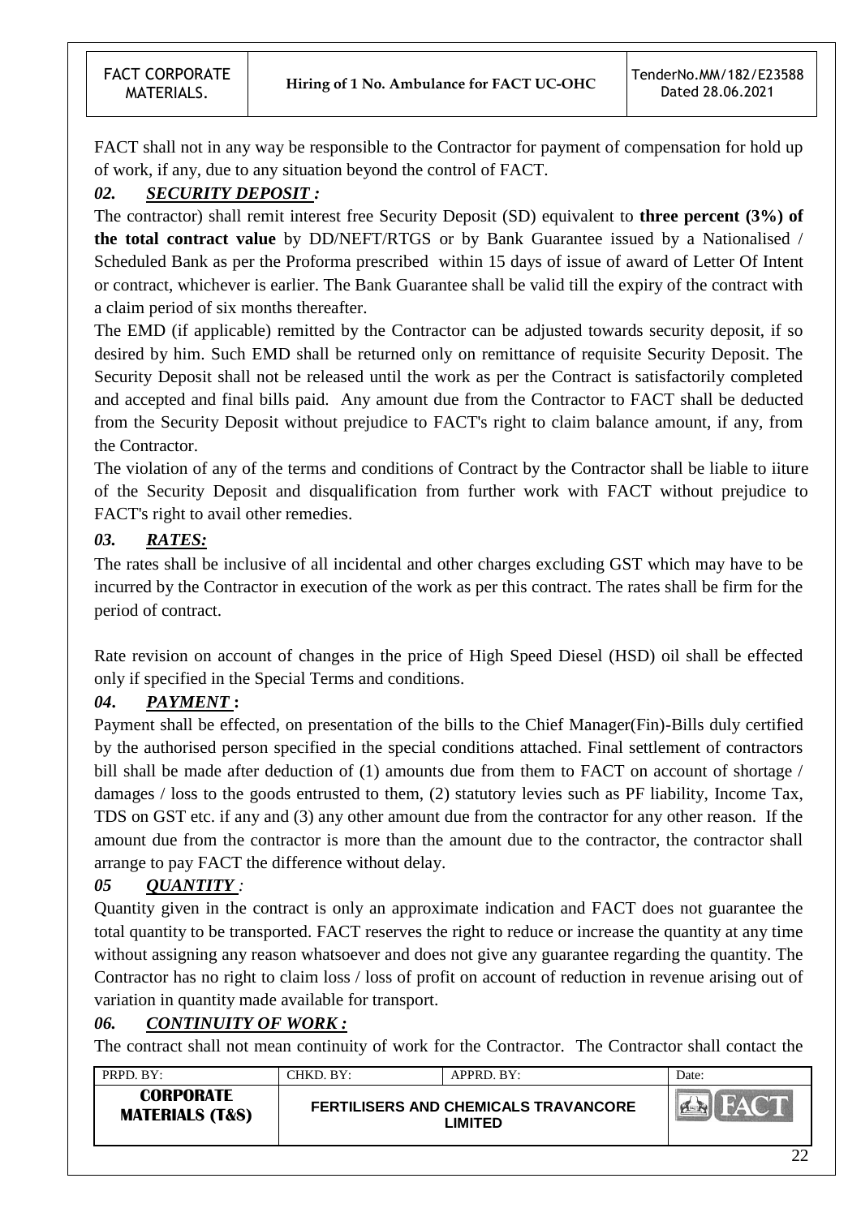FACT shall not in any way be responsible to the Contractor for payment of compensation for hold up of work, if any, due to any situation beyond the control of FACT.

### *02. SECURITY DEPOSIT :*

The contractor) shall remit interest free Security Deposit (SD) equivalent to **three percent (3%) of the total contract value** by DD/NEFT/RTGS or by Bank Guarantee issued by a Nationalised / Scheduled Bank as per the Proforma prescribed within 15 days of issue of award of Letter Of Intent or contract, whichever is earlier. The Bank Guarantee shall be valid till the expiry of the contract with a claim period of six months thereafter.

The EMD (if applicable) remitted by the Contractor can be adjusted towards security deposit, if so desired by him. Such EMD shall be returned only on remittance of requisite Security Deposit. The Security Deposit shall not be released until the work as per the Contract is satisfactorily completed and accepted and final bills paid. Any amount due from the Contractor to FACT shall be deducted from the Security Deposit without prejudice to FACT's right to claim balance amount, if any, from the Contractor.

The violation of any of the terms and conditions of Contract by the Contractor shall be liable to iiture of the Security Deposit and disqualification from further work with FACT without prejudice to FACT's right to avail other remedies.

### *03. RATES:*

The rates shall be inclusive of all incidental and other charges excluding GST which may have to be incurred by the Contractor in execution of the work as per this contract. The rates shall be firm for the period of contract.

Rate revision on account of changes in the price of High Speed Diesel (HSD) oil shall be effected only if specified in the Special Terms and conditions.

### *04. PAYMENT :*

Payment shall be effected, on presentation of the bills to the Chief Manager(Fin)-Bills duly certified by the authorised person specified in the special conditions attached. Final settlement of contractors bill shall be made after deduction of (1) amounts due from them to FACT on account of shortage / damages / loss to the goods entrusted to them, (2) statutory levies such as PF liability, Income Tax, TDS on GST etc. if any and (3) any other amount due from the contractor for any other reason. If the amount due from the contractor is more than the amount due to the contractor, the contractor shall arrange to pay FACT the difference without delay.

### *05 QUANTITY :*

Quantity given in the contract is only an approximate indication and FACT does not guarantee the total quantity to be transported. FACT reserves the right to reduce or increase the quantity at any time without assigning any reason whatsoever and does not give any guarantee regarding the quantity. The Contractor has no right to claim loss / loss of profit on account of reduction in revenue arising out of variation in quantity made available for transport.

### *06. CONTINUITY OF WORK :*

The contract shall not mean continuity of work for the Contractor. The Contractor shall contact the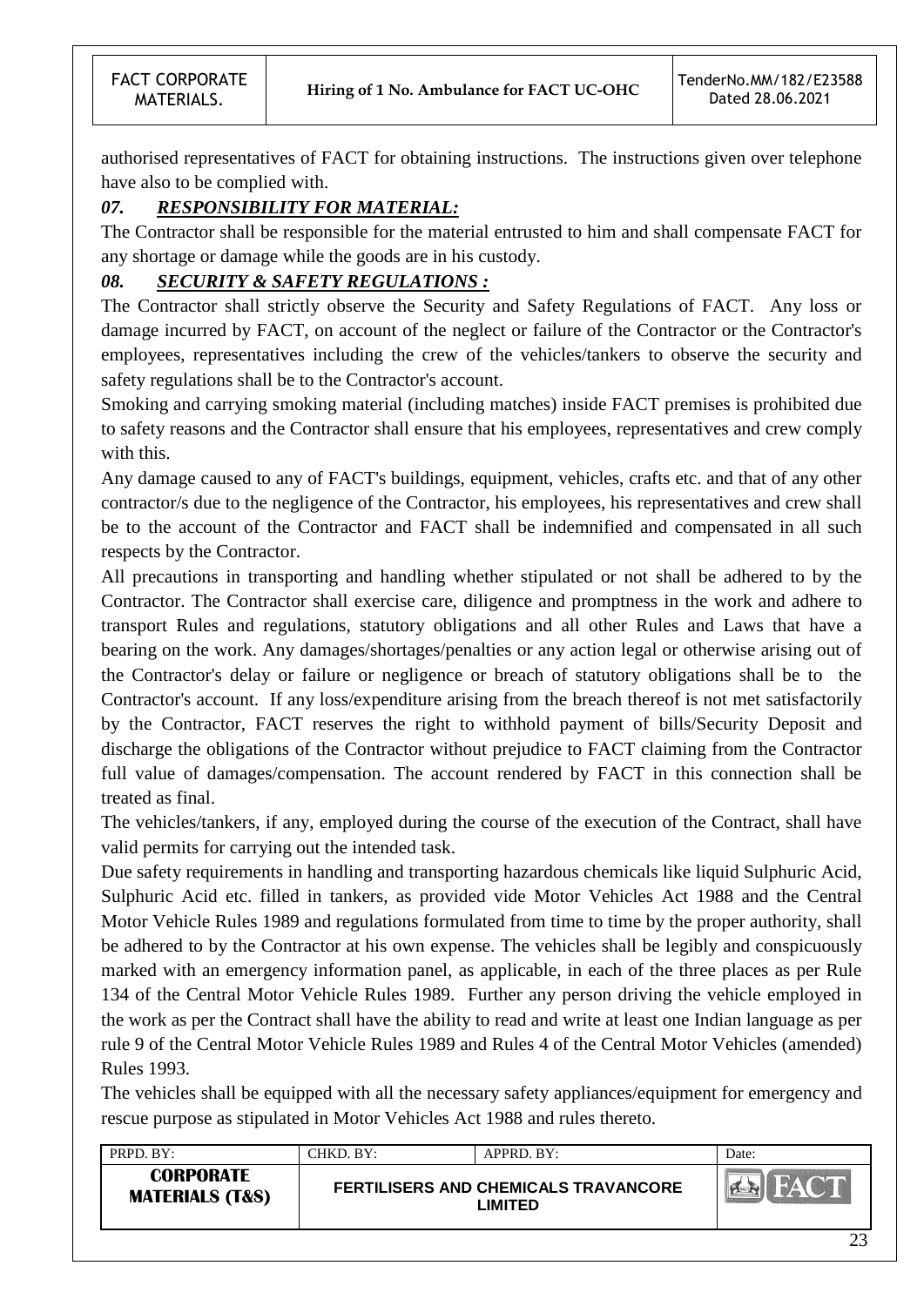authorised representatives of FACT for obtaining instructions. The instructions given over telephone have also to be complied with.

### *07. RESPONSIBILITY FOR MATERIAL:*

The Contractor shall be responsible for the material entrusted to him and shall compensate FACT for any shortage or damage while the goods are in his custody.

### *08. SECURITY & SAFETY REGULATIONS :*

The Contractor shall strictly observe the Security and Safety Regulations of FACT. Any loss or damage incurred by FACT, on account of the neglect or failure of the Contractor or the Contractor's employees, representatives including the crew of the vehicles/tankers to observe the security and safety regulations shall be to the Contractor's account.

Smoking and carrying smoking material (including matches) inside FACT premises is prohibited due to safety reasons and the Contractor shall ensure that his employees, representatives and crew comply with this.

Any damage caused to any of FACT's buildings, equipment, vehicles, crafts etc. and that of any other contractor/s due to the negligence of the Contractor, his employees, his representatives and crew shall be to the account of the Contractor and FACT shall be indemnified and compensated in all such respects by the Contractor.

All precautions in transporting and handling whether stipulated or not shall be adhered to by the Contractor. The Contractor shall exercise care, diligence and promptness in the work and adhere to transport Rules and regulations, statutory obligations and all other Rules and Laws that have a bearing on the work. Any damages/shortages/penalties or any action legal or otherwise arising out of the Contractor's delay or failure or negligence or breach of statutory obligations shall be to the Contractor's account. If any loss/expenditure arising from the breach thereof is not met satisfactorily by the Contractor, FACT reserves the right to withhold payment of bills/Security Deposit and discharge the obligations of the Contractor without prejudice to FACT claiming from the Contractor full value of damages/compensation. The account rendered by FACT in this connection shall be treated as final.

The vehicles/tankers, if any, employed during the course of the execution of the Contract, shall have valid permits for carrying out the intended task.

Due safety requirements in handling and transporting hazardous chemicals like liquid Sulphuric Acid, Sulphuric Acid etc. filled in tankers, as provided vide Motor Vehicles Act 1988 and the Central Motor Vehicle Rules 1989 and regulations formulated from time to time by the proper authority, shall be adhered to by the Contractor at his own expense. The vehicles shall be legibly and conspicuously marked with an emergency information panel, as applicable, in each of the three places as per Rule 134 of the Central Motor Vehicle Rules 1989. Further any person driving the vehicle employed in the work as per the Contract shall have the ability to read and write at least one Indian language as per rule 9 of the Central Motor Vehicle Rules 1989 and Rules 4 of the Central Motor Vehicles (amended) Rules 1993.

The vehicles shall be equipped with all the necessary safety appliances/equipment for emergency and rescue purpose as stipulated in Motor Vehicles Act 1988 and rules thereto.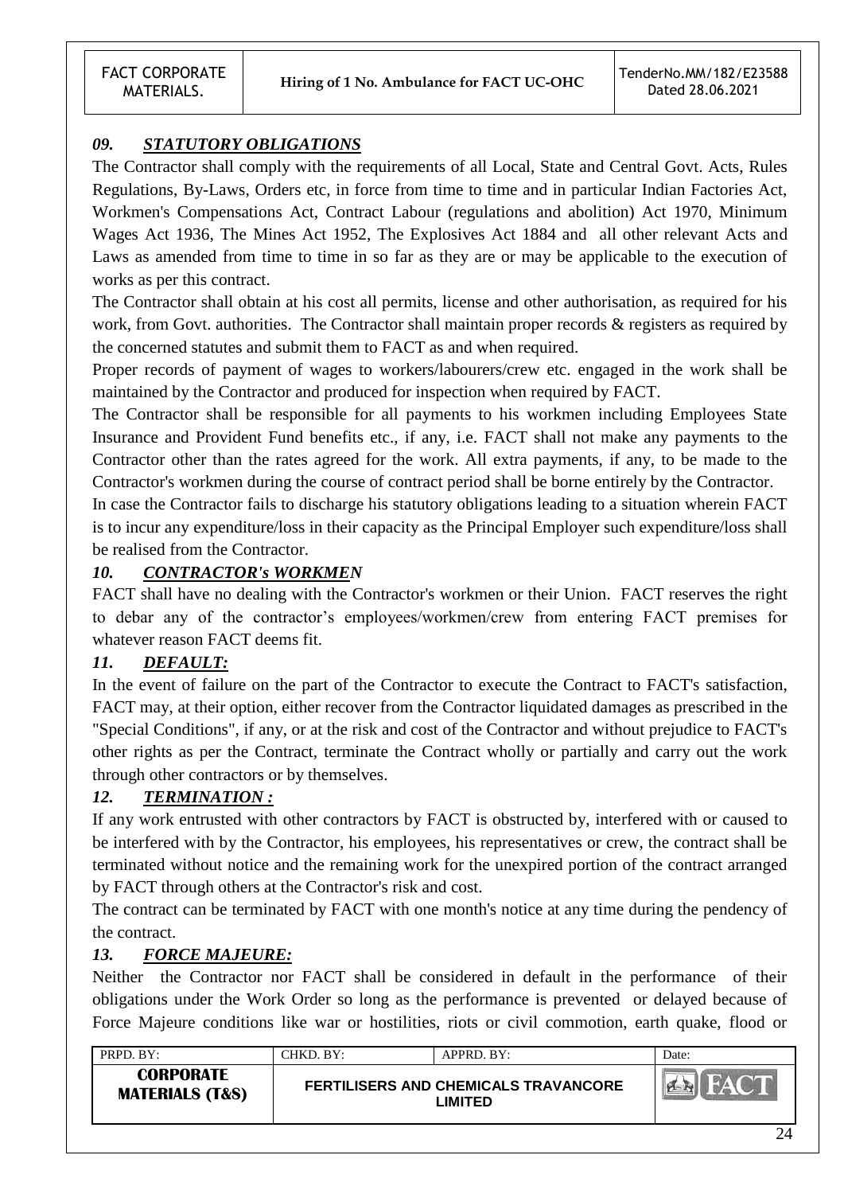### *09. STATUTORY OBLIGATIONS*

The Contractor shall comply with the requirements of all Local, State and Central Govt. Acts, Rules Regulations, By-Laws, Orders etc, in force from time to time and in particular Indian Factories Act, Workmen's Compensations Act, Contract Labour (regulations and abolition) Act 1970, Minimum Wages Act 1936, The Mines Act 1952, The Explosives Act 1884 and all other relevant Acts and Laws as amended from time to time in so far as they are or may be applicable to the execution of works as per this contract.

The Contractor shall obtain at his cost all permits, license and other authorisation, as required for his work, from Govt. authorities. The Contractor shall maintain proper records & registers as required by the concerned statutes and submit them to FACT as and when required.

Proper records of payment of wages to workers/labourers/crew etc. engaged in the work shall be maintained by the Contractor and produced for inspection when required by FACT.

The Contractor shall be responsible for all payments to his workmen including Employees State Insurance and Provident Fund benefits etc., if any, i.e. FACT shall not make any payments to the Contractor other than the rates agreed for the work. All extra payments, if any, to be made to the Contractor's workmen during the course of contract period shall be borne entirely by the Contractor.

In case the Contractor fails to discharge his statutory obligations leading to a situation wherein FACT is to incur any expenditure/loss in their capacity as the Principal Employer such expenditure/loss shall be realised from the Contractor.

### *10. CONTRACTOR's WORKMEN*

FACT shall have no dealing with the Contractor's workmen or their Union. FACT reserves the right to debar any of the contractor's employees/workmen/crew from entering FACT premises for whatever reason FACT deems fit.

### *11. DEFAULT:*

In the event of failure on the part of the Contractor to execute the Contract to FACT's satisfaction, FACT may, at their option, either recover from the Contractor liquidated damages as prescribed in the "Special Conditions", if any, or at the risk and cost of the Contractor and without prejudice to FACT's other rights as per the Contract, terminate the Contract wholly or partially and carry out the work through other contractors or by themselves.

### *12. TERMINATION :*

If any work entrusted with other contractors by FACT is obstructed by, interfered with or caused to be interfered with by the Contractor, his employees, his representatives or crew, the contract shall be terminated without notice and the remaining work for the unexpired portion of the contract arranged by FACT through others at the Contractor's risk and cost.

The contract can be terminated by FACT with one month's notice at any time during the pendency of the contract.

### *13. FORCE MAJEURE:*

Neither the Contractor nor FACT shall be considered in default in the performance of their obligations under the Work Order so long as the performance is prevented or delayed because of Force Majeure conditions like war or hostilities, riots or civil commotion, earth quake, flood or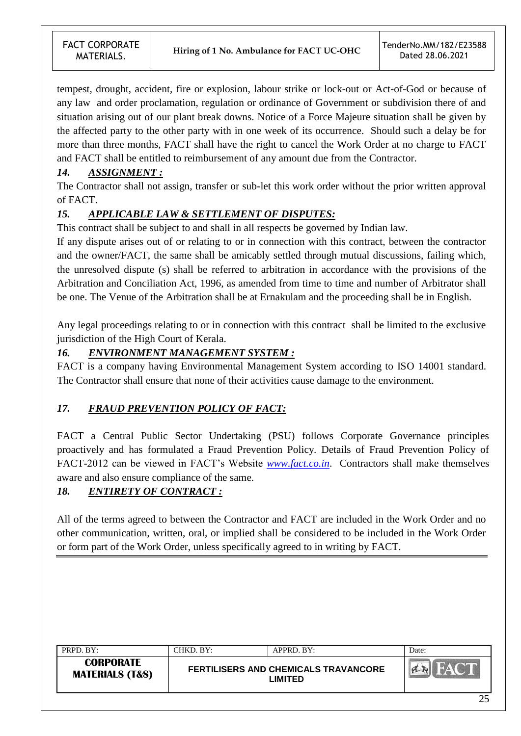tempest, drought, accident, fire or explosion, labour strike or lock-out or Act-of-God or because of any law and order proclamation, regulation or ordinance of Government or subdivision there of and situation arising out of our plant break downs. Notice of a Force Majeure situation shall be given by the affected party to the other party with in one week of its occurrence. Should such a delay be for more than three months, FACT shall have the right to cancel the Work Order at no charge to FACT and FACT shall be entitled to reimbursement of any amount due from the Contractor.

### *14. ASSIGNMENT :*

The Contractor shall not assign, transfer or sub-let this work order without the prior written approval of FACT.

### *15. APPLICABLE LAW & SETTLEMENT OF DISPUTES:*

This contract shall be subject to and shall in all respects be governed by Indian law.

If any dispute arises out of or relating to or in connection with this contract, between the contractor and the owner/FACT, the same shall be amicably settled through mutual discussions, failing which, the unresolved dispute (s) shall be referred to arbitration in accordance with the provisions of the Arbitration and Conciliation Act, 1996, as amended from time to time and number of Arbitrator shall be one. The Venue of the Arbitration shall be at Ernakulam and the proceeding shall be in English.

Any legal proceedings relating to or in connection with this contract shall be limited to the exclusive jurisdiction of the High Court of Kerala.

### *16. ENVIRONMENT MANAGEMENT SYSTEM :*

FACT is a company having Environmental Management System according to ISO 14001 standard. The Contractor shall ensure that none of their activities cause damage to the environment.

### *17. FRAUD PREVENTION POLICY OF FACT:*

FACT a Central Public Sector Undertaking (PSU) follows Corporate Governance principles proactively and has formulated a Fraud Prevention Policy. Details of Fraud Prevention Policy of FACT-2012 can be viewed in FACT's Website *www.fact.co.in*. Contractors shall make themselves aware and also ensure compliance of the same.

### *18. ENTIRETY OF CONTRACT :*

All of the terms agreed to between the Contractor and FACT are included in the Work Order and no other communication, written, oral, or implied shall be considered to be included in the Work Order or form part of the Work Order, unless specifically agreed to in writing by FACT.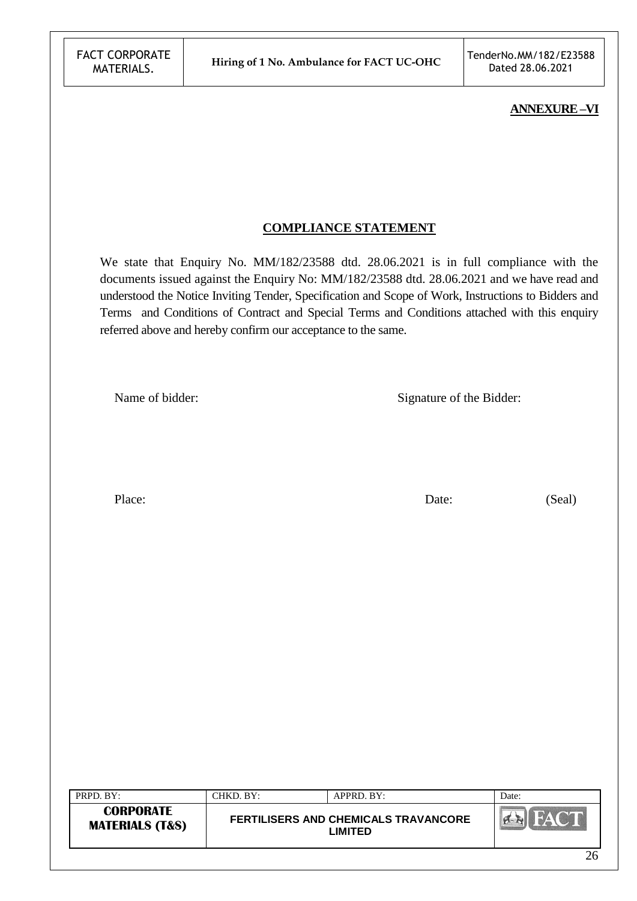**ANNEXURE –VI**

## COMPLIANCE STATEMENT

We state that Enquiry No. MM/182/23588 dtd. 28.06.2021 is in full compliance with the documents issued against the Enquiry No: MM/182/23588 dtd. 28.06.2021 and we have read and understood the Notice Inviting Tender, Specification and Scope of Work, Instructions to Bidders and Terms and Conditions of Contract and Special Terms and Conditions attached with this enquiry referred above and hereby confirm our acceptance to the same.

Name of bidder: Signature of the Bidder:

Place: Date: (Seal)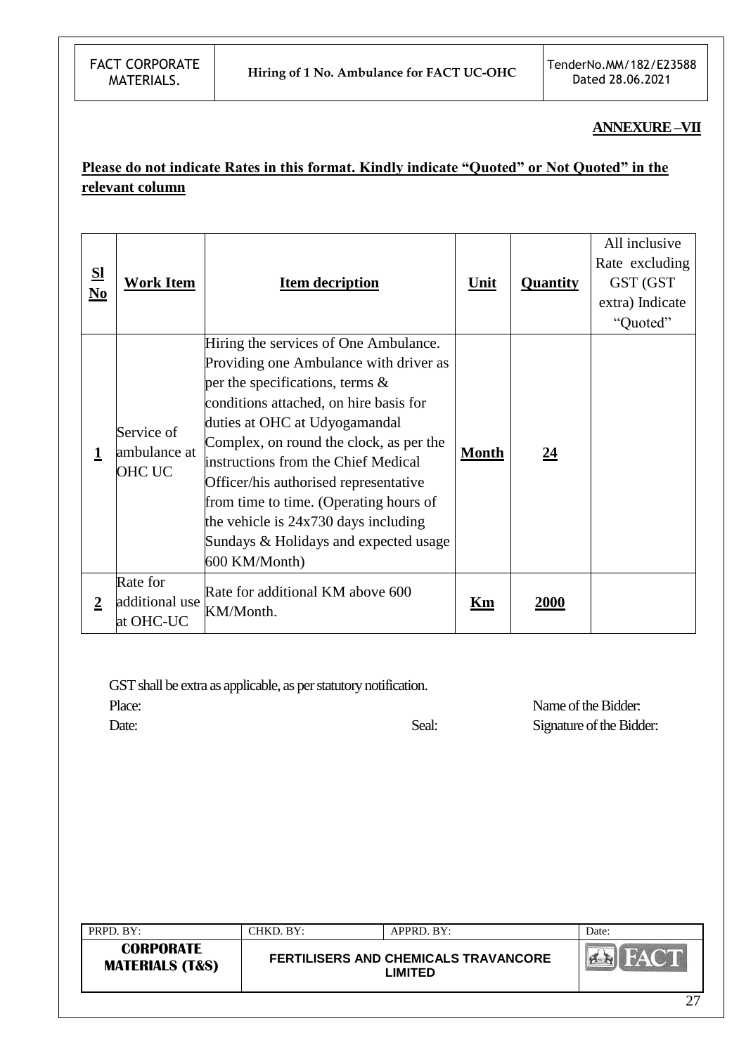**ANNEXURE –VII**

**Please do not indicate Rates in this format. Kindly indicate "Quoted" or Not Quoted" in the relevant column**

| **Sl No** | **Work Item** | **Item decription** | **Unit** | **Quantity** | All inclusive Rate excluding GST (GST extra) Indicate "Quoted" |
|---|---|---|---|---|---|
| **1** | Service of ambulance at OHC UC | Hiring the services of One Ambulance. Providing one Ambulance with driver as per the specifications, terms & conditions attached, on hire basis for duties at OHC at Udyogamandal Complex, on round the clock, as per the instructions from the Chief Medical Officer/his authorised representative from time to time. (Operating hours of the vehicle is 24x730 days including Sundays & Holidays and expected usage 600 KM/Month) | **Month** | **24** | |
| **2** | Rate for additional use at OHC-UC | Rate for additional KM above 600 KM/Month. | **Km** | **2000** | |

GST shall be extra as applicable, as per statutory notification.

Place: Name of the Bidder:

Date: Seal: Signature of the Bidder: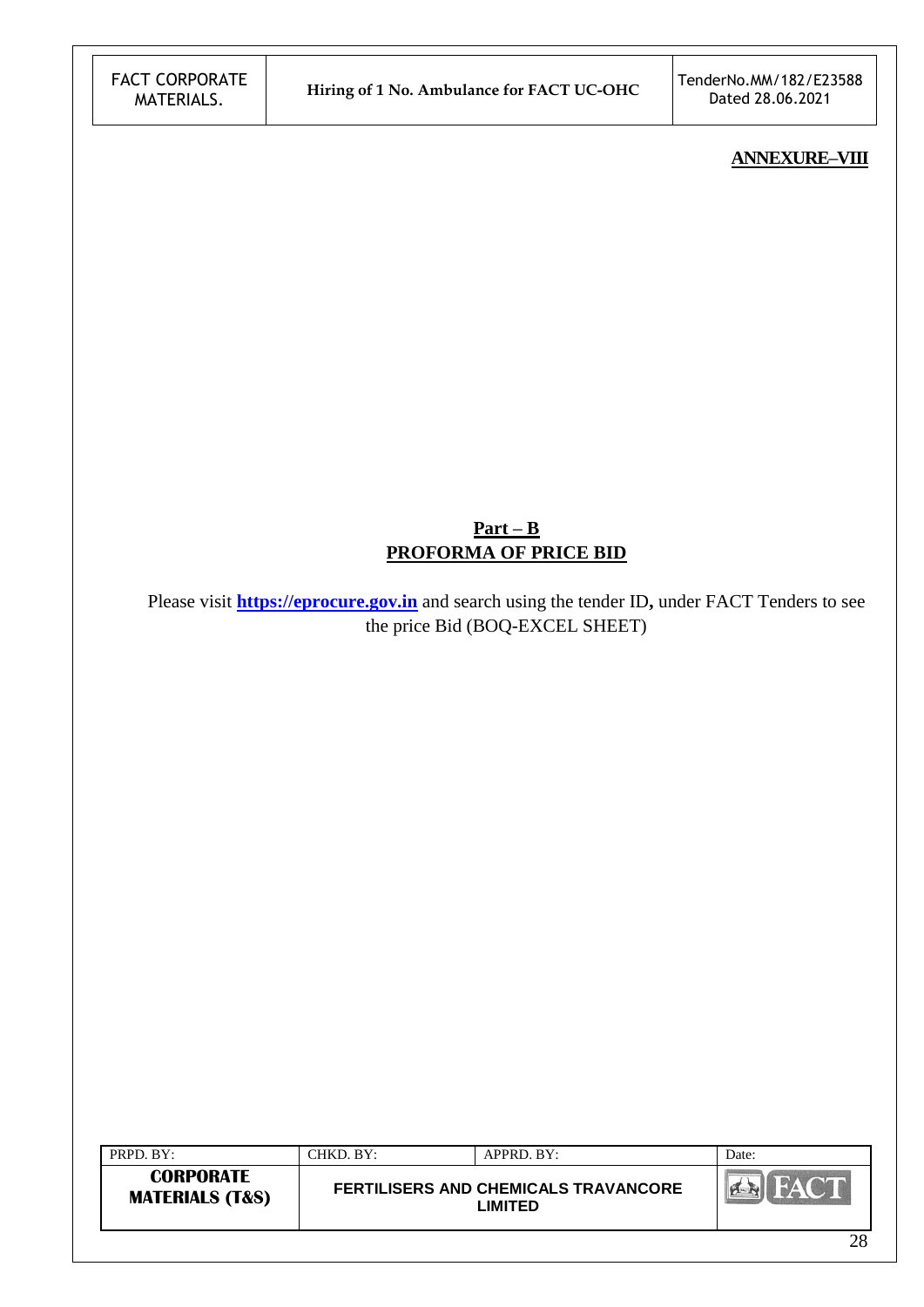**ANNEXURE–VIII**

**Part – B**
**PROFORMA OF PRICE BID**

Please visit **https://eprocure.gov.in** and search using the tender ID**,** under FACT Tenders to see the price Bid (BOQ-EXCEL SHEET)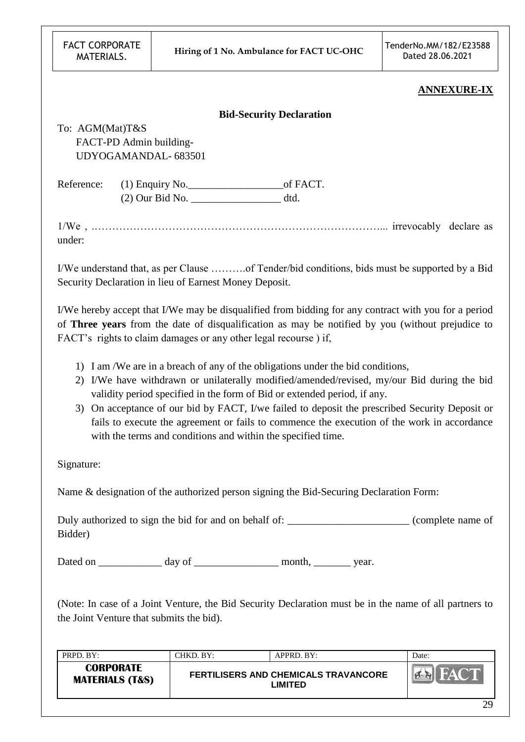## ANNEXURE-IX

### Bid-Security Declaration

To: AGM(Mat)T&S
FACT-PD Admin building-
UDYOGAMANDAL- 683501

Reference: (1) Enquiry No.__________________of FACT.
(2) Our Bid No. _________________ dtd.

1/We , …………………………………………………………………………... irrevocably declare as under:

I/We understand that, as per Clause ……….of Tender/bid conditions, bids must be supported by a Bid Security Declaration in lieu of Earnest Money Deposit.

I/We hereby accept that I/We may be disqualified from bidding for any contract with you for a period of **Three years** from the date of disqualification as may be notified by you (without prejudice to FACT's rights to claim damages or any other legal recourse ) if,

1) I am /We are in a breach of any of the obligations under the bid conditions,
2) I/We have withdrawn or unilaterally modified/amended/revised, my/our Bid during the bid validity period specified in the form of Bid or extended period, if any.
3) On acceptance of our bid by FACT, I/we failed to deposit the prescribed Security Deposit or fails to execute the agreement or fails to commence the execution of the work in accordance with the terms and conditions and within the specified time.

Signature:

Name & designation of the authorized person signing the Bid-Securing Declaration Form:

Duly authorized to sign the bid for and on behalf of: _______________________ (complete name of Bidder)

Dated on ____________ day of ________________ month, _______ year.

(Note: In case of a Joint Venture, the Bid Security Declaration must be in the name of all partners to the Joint Venture that submits the bid).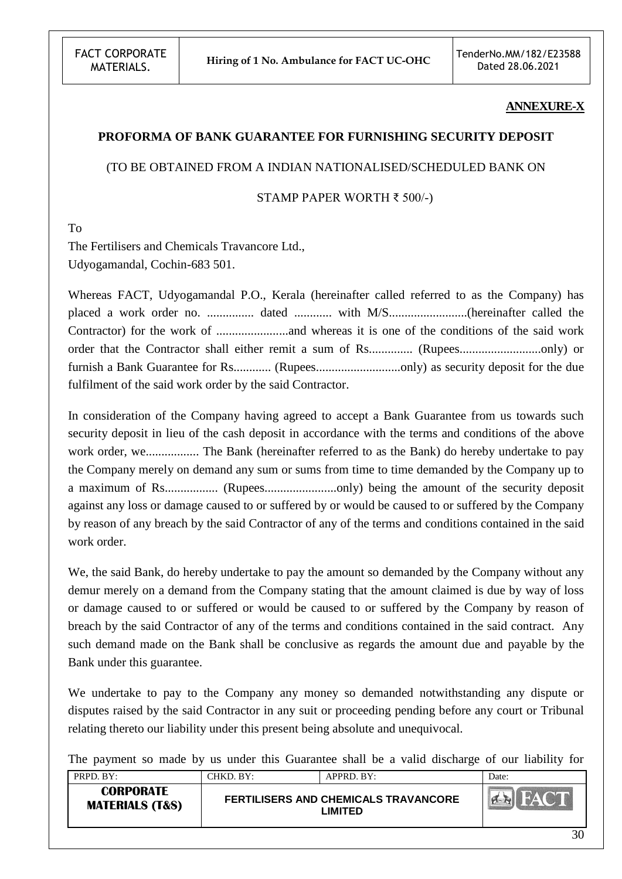**ANNEXURE-X**

## PROFORMA OF BANK GUARANTEE FOR FURNISHING SECURITY DEPOSIT

(TO BE OBTAINED FROM A INDIAN NATIONALISED/SCHEDULED BANK ON

STAMP PAPER WORTH ₹ 500/-)

To
The Fertilisers and Chemicals Travancore Ltd.,
Udyogamandal, Cochin-683 501.

Whereas FACT, Udyogamandal P.O., Kerala (hereinafter called referred to as the Company) has placed a work order no. ............... dated ............ with M/S.........................(hereinafter called the Contractor) for the work of .......................and whereas it is one of the conditions of the said work order that the Contractor shall either remit a sum of Rs.............. (Rupees..........................only) or furnish a Bank Guarantee for Rs............ (Rupees...........................only) as security deposit for the due fulfilment of the said work order by the said Contractor.

In consideration of the Company having agreed to accept a Bank Guarantee from us towards such security deposit in lieu of the cash deposit in accordance with the terms and conditions of the above work order, we................. The Bank (hereinafter referred to as the Bank) do hereby undertake to pay the Company merely on demand any sum or sums from time to time demanded by the Company up to a maximum of Rs................. (Rupees.......................only) being the amount of the security deposit against any loss or damage caused to or suffered by or would be caused to or suffered by the Company by reason of any breach by the said Contractor of any of the terms and conditions contained in the said work order.

We, the said Bank, do hereby undertake to pay the amount so demanded by the Company without any demur merely on a demand from the Company stating that the amount claimed is due by way of loss or damage caused to or suffered or would be caused to or suffered by the Company by reason of breach by the said Contractor of any of the terms and conditions contained in the said contract. Any such demand made on the Bank shall be conclusive as regards the amount due and payable by the Bank under this guarantee.

We undertake to pay to the Company any money so demanded notwithstanding any dispute or disputes raised by the said Contractor in any suit or proceeding pending before any court or Tribunal relating thereto our liability under this present being absolute and unequivocal.

The payment so made by us under this Guarantee shall be a valid discharge of our liability for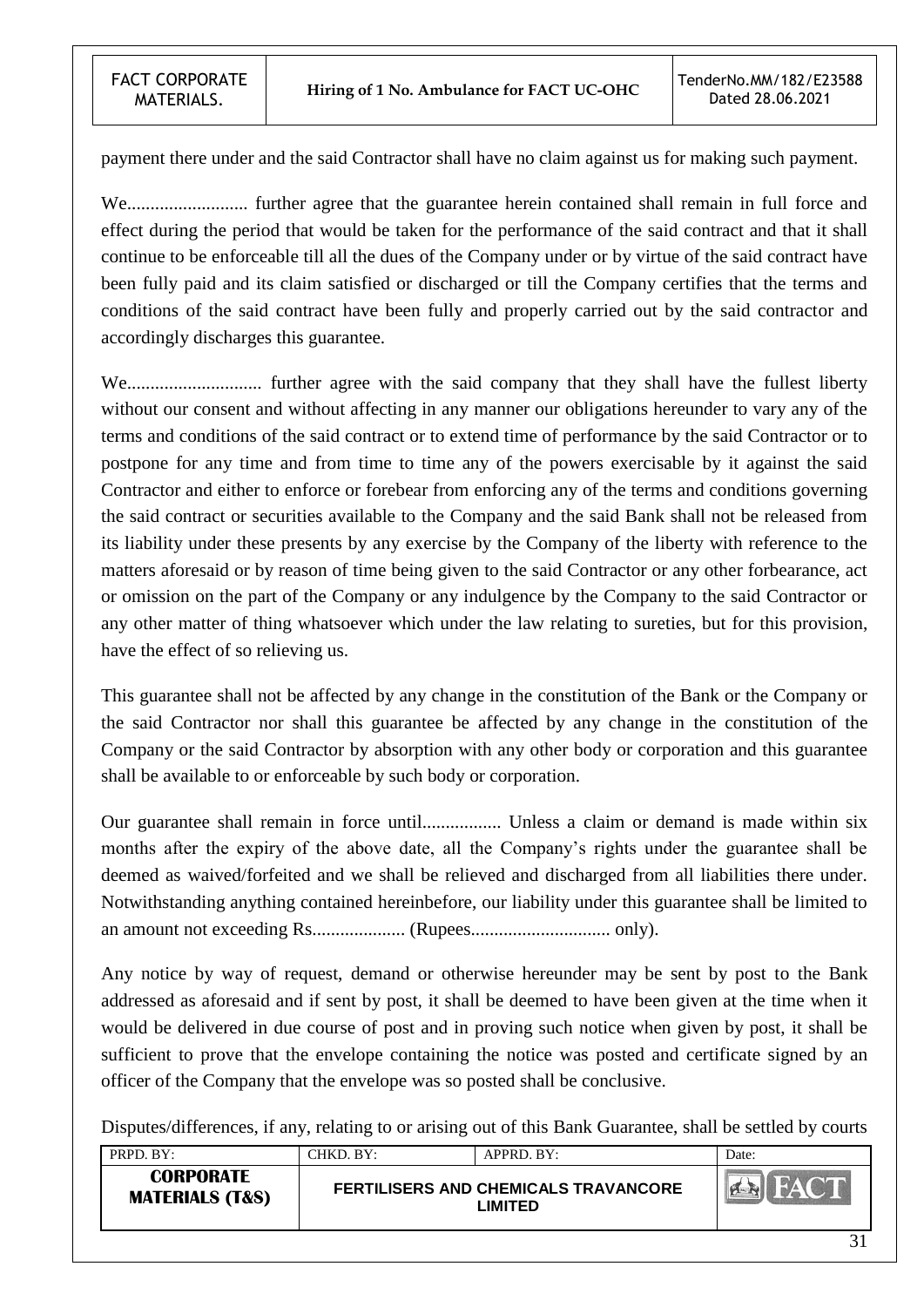payment there under and the said Contractor shall have no claim against us for making such payment.

We.......................... further agree that the guarantee herein contained shall remain in full force and effect during the period that would be taken for the performance of the said contract and that it shall continue to be enforceable till all the dues of the Company under or by virtue of the said contract have been fully paid and its claim satisfied or discharged or till the Company certifies that the terms and conditions of the said contract have been fully and properly carried out by the said contractor and accordingly discharges this guarantee.

We............................ further agree with the said company that they shall have the fullest liberty without our consent and without affecting in any manner our obligations hereunder to vary any of the terms and conditions of the said contract or to extend time of performance by the said Contractor or to postpone for any time and from time to time any of the powers exercisable by it against the said Contractor and either to enforce or forebear from enforcing any of the terms and conditions governing the said contract or securities available to the Company and the said Bank shall not be released from its liability under these presents by any exercise by the Company of the liberty with reference to the matters aforesaid or by reason of time being given to the said Contractor or any other forbearance, act or omission on the part of the Company or any indulgence by the Company to the said Contractor or any other matter of thing whatsoever which under the law relating to sureties, but for this provision, have the effect of so relieving us.

This guarantee shall not be affected by any change in the constitution of the Bank or the Company or the said Contractor nor shall this guarantee be affected by any change in the constitution of the Company or the said Contractor by absorption with any other body or corporation and this guarantee shall be available to or enforceable by such body or corporation.

Our guarantee shall remain in force until................. Unless a claim or demand is made within six months after the expiry of the above date, all the Company's rights under the guarantee shall be deemed as waived/forfeited and we shall be relieved and discharged from all liabilities there under. Notwithstanding anything contained hereinbefore, our liability under this guarantee shall be limited to an amount not exceeding Rs.................... (Rupees.............................. only).

Any notice by way of request, demand or otherwise hereunder may be sent by post to the Bank addressed as aforesaid and if sent by post, it shall be deemed to have been given at the time when it would be delivered in due course of post and in proving such notice when given by post, it shall be sufficient to prove that the envelope containing the notice was posted and certificate signed by an officer of the Company that the envelope was so posted shall be conclusive.

Disputes/differences, if any, relating to or arising out of this Bank Guarantee, shall be settled by courts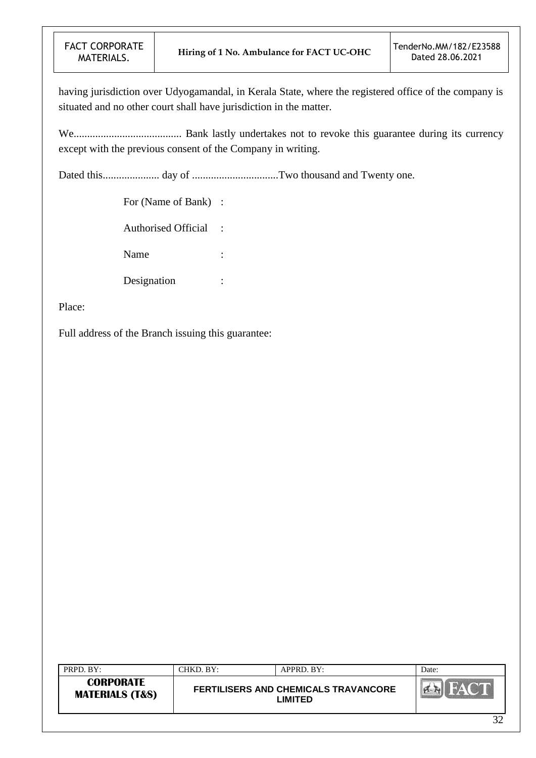having jurisdiction over Udyogamandal, in Kerala State, where the registered office of the company is situated and no other court shall have jurisdiction in the matter.

We........................................ Bank lastly undertakes not to revoke this guarantee during its currency except with the previous consent of the Company in writing.

Dated this..................... day of ................................Two thousand and Twenty one.

For (Name of Bank) :

Authorised Official :

Name :

Designation :

Place:

Full address of the Branch issuing this guarantee: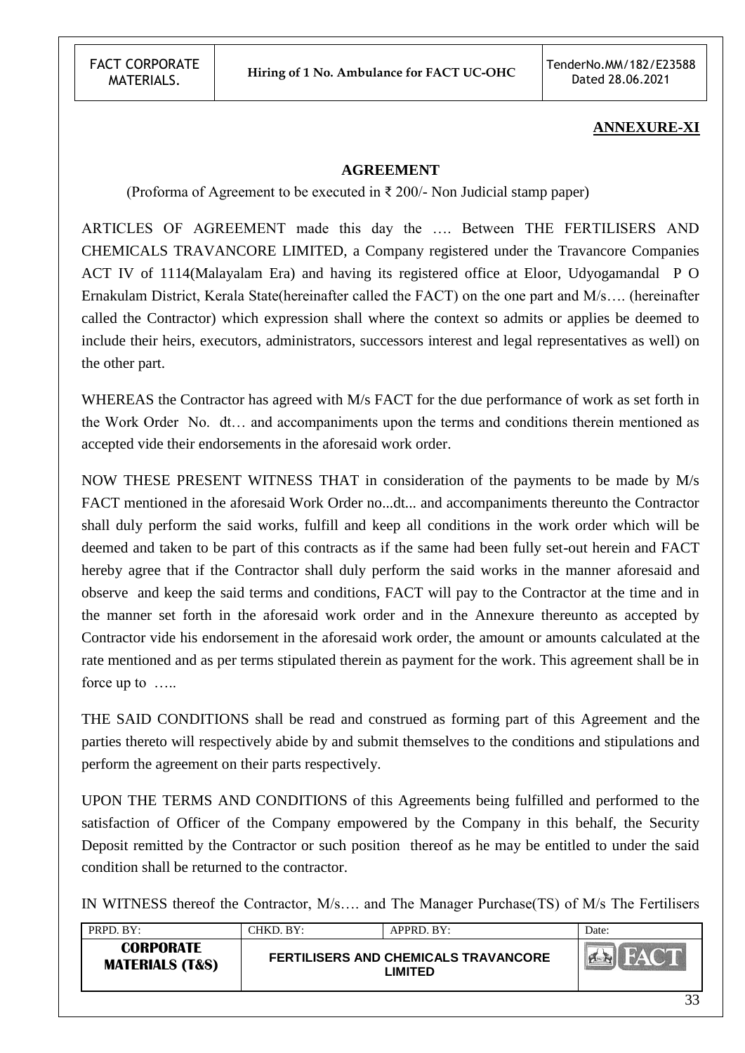**ANNEXURE-XI**

**AGREEMENT**

(Proforma of Agreement to be executed in ₹ 200/- Non Judicial stamp paper)

ARTICLES OF AGREEMENT made this day the …. Between THE FERTILISERS AND CHEMICALS TRAVANCORE LIMITED, a Company registered under the Travancore Companies ACT IV of 1114(Malayalam Era) and having its registered office at Eloor, Udyogamandal P O Ernakulam District, Kerala State(hereinafter called the FACT) on the one part and M/s…. (hereinafter called the Contractor) which expression shall where the context so admits or applies be deemed to include their heirs, executors, administrators, successors interest and legal representatives as well) on the other part.

WHEREAS the Contractor has agreed with M/s FACT for the due performance of work as set forth in the Work Order No. dt… and accompaniments upon the terms and conditions therein mentioned as accepted vide their endorsements in the aforesaid work order.

NOW THESE PRESENT WITNESS THAT in consideration of the payments to be made by M/s FACT mentioned in the aforesaid Work Order no...dt... and accompaniments thereunto the Contractor shall duly perform the said works, fulfill and keep all conditions in the work order which will be deemed and taken to be part of this contracts as if the same had been fully set-out herein and FACT hereby agree that if the Contractor shall duly perform the said works in the manner aforesaid and observe and keep the said terms and conditions, FACT will pay to the Contractor at the time and in the manner set forth in the aforesaid work order and in the Annexure thereunto as accepted by Contractor vide his endorsement in the aforesaid work order, the amount or amounts calculated at the rate mentioned and as per terms stipulated therein as payment for the work. This agreement shall be in force up to …..

THE SAID CONDITIONS shall be read and construed as forming part of this Agreement and the parties thereto will respectively abide by and submit themselves to the conditions and stipulations and perform the agreement on their parts respectively.

UPON THE TERMS AND CONDITIONS of this Agreements being fulfilled and performed to the satisfaction of Officer of the Company empowered by the Company in this behalf, the Security Deposit remitted by the Contractor or such position thereof as he may be entitled to under the said condition shall be returned to the contractor.

IN WITNESS thereof the Contractor, M/s…. and The Manager Purchase(TS) of M/s The Fertilisers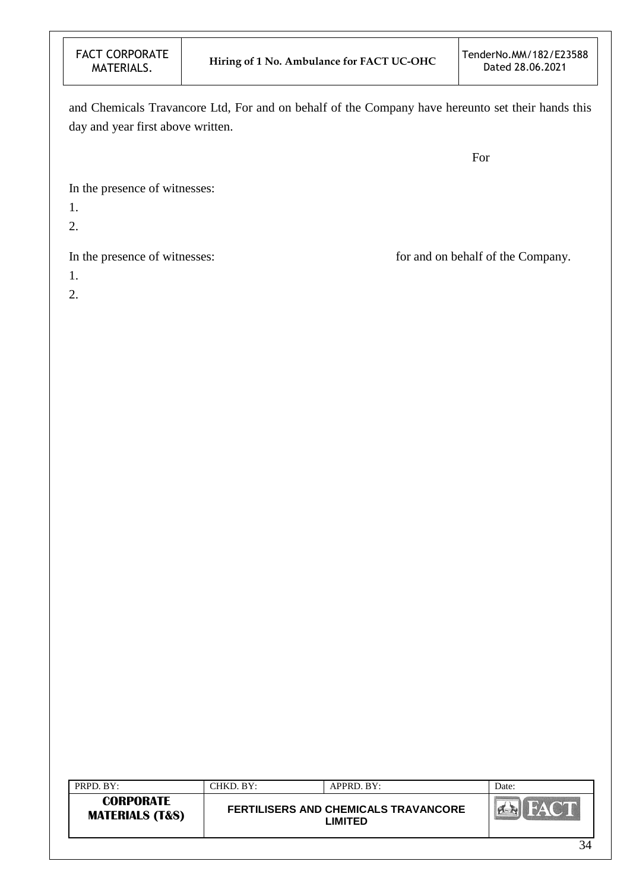and Chemicals Travancore Ltd, For and on behalf of the Company have hereunto set their hands this day and year first above written.

For

In the presence of witnesses:

1.

2.

In the presence of witnesses: for and on behalf of the Company.

1.

2.